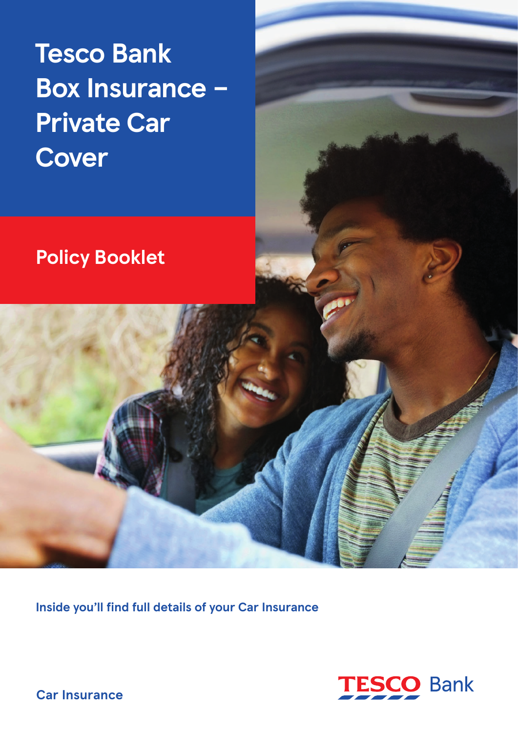# Tesco Bank Box Insurance – Private Car Cover

## Policy Booklet

Inside you'll find full details of your Car Insurance

Car Insurance

TESCO Bank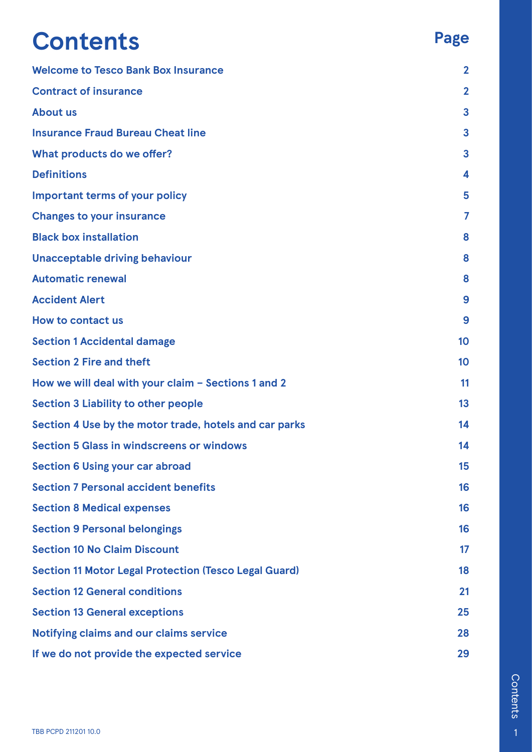# Contents

| | Page |
|---|---|
| Welcome to Tesco Bank Box Insurance | 2 |
| Contract of insurance | 2 |
| About us | 3 |
| Insurance Fraud Bureau Cheat line | 3 |
| What products do we offer? | 3 |
| Definitions | 4 |
| Important terms of your policy | 5 |
| Changes to your insurance | 7 |
| Black box installation | 8 |
| Unacceptable driving behaviour | 8 |
| Automatic renewal | 8 |
| Accident Alert | 9 |
| How to contact us | 9 |
| Section 1 Accidental damage | 10 |
| Section 2 Fire and theft | 10 |
| How we will deal with your claim – Sections 1 and 2 | 11 |
| Section 3 Liability to other people | 13 |
| Section 4 Use by the motor trade, hotels and car parks | 14 |
| Section 5 Glass in windscreens or windows | 14 |
| Section 6 Using your car abroad | 15 |
| Section 7 Personal accident benefits | 16 |
| Section 8 Medical expenses | 16 |
| Section 9 Personal belongings | 16 |
| Section 10 No Claim Discount | 17 |
| Section 11 Motor Legal Protection (Tesco Legal Guard) | 18 |
| Section 12 General conditions | 21 |
| Section 13 General exceptions | 25 |
| Notifying claims and our claims service | 28 |
| If we do not provide the expected service | 29 |

TBB PCPD 211201 10.0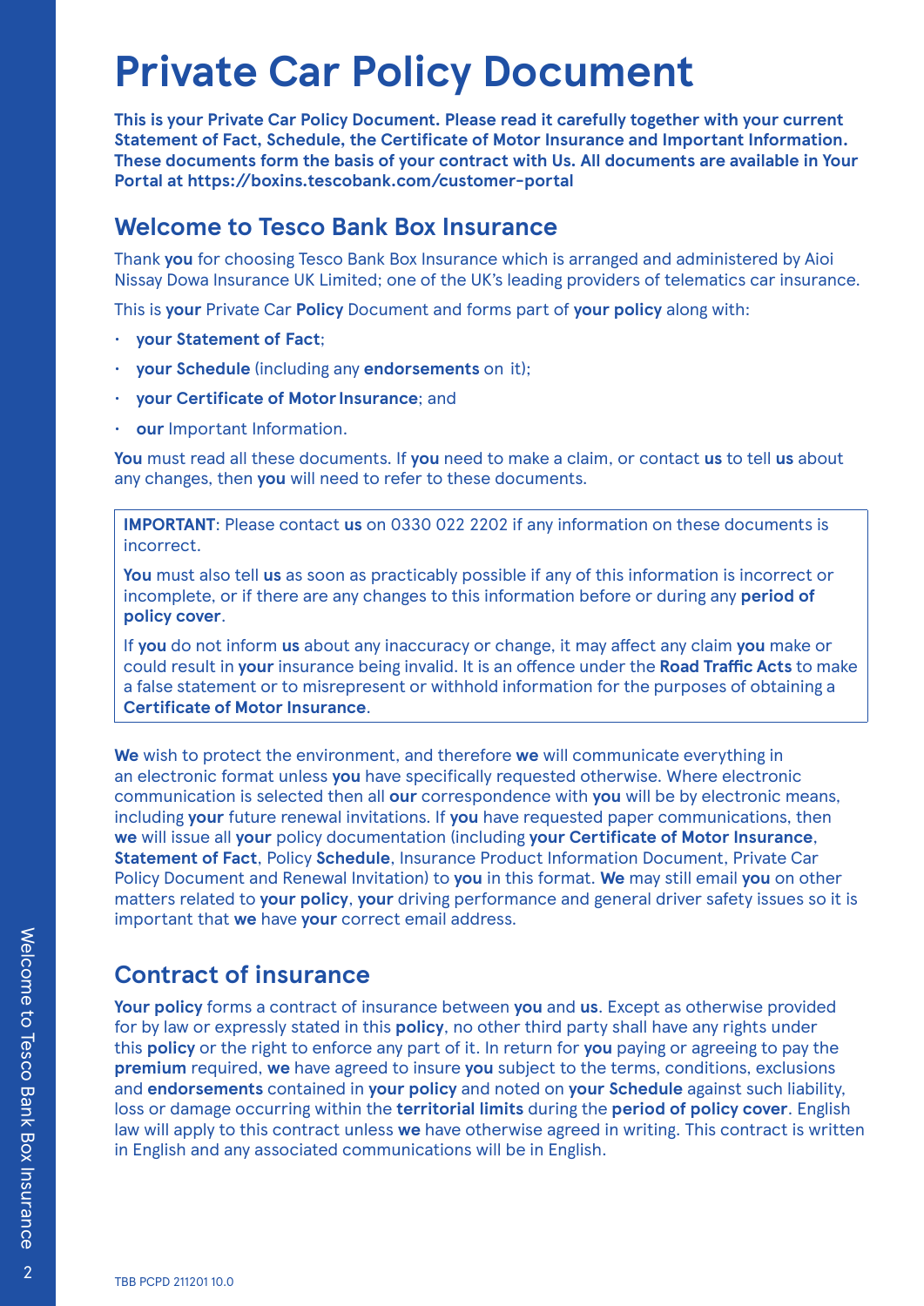# Private Car Policy Document

**This is your Private Car Policy Document. Please read it carefully together with your current Statement of Fact, Schedule, the Certificate of Motor Insurance and Important Information. These documents form the basis of your contract with Us. All documents are available in Your Portal at https://boxins.tescobank.com/customer-portal**

## Welcome to Tesco Bank Box Insurance

Thank **you** for choosing Tesco Bank Box Insurance which is arranged and administered by Aioi Nissay Dowa Insurance UK Limited; one of the UK's leading providers of telematics car insurance.

This is **your** Private Car **Policy** Document and forms part of **your policy** along with:

- **your Statement of Fact**;
- **your Schedule** (including any **endorsements** on it);
- **your Certificate of Motor Insurance**; and
- **our** Important Information.

**You** must read all these documents. If **you** need to make a claim, or contact **us** to tell **us** about any changes, then **you** will need to refer to these documents.

> **IMPORTANT**: Please contact **us** on 0330 022 2202 if any information on these documents is incorrect.
>
> **You** must also tell **us** as soon as practicably possible if any of this information is incorrect or incomplete, or if there are any changes to this information before or during any **period of policy cover**.
>
> If **you** do not inform **us** about any inaccuracy or change, it may affect any claim **you** make or could result in **your** insurance being invalid. It is an offence under the **Road Traffic Acts** to make a false statement or to misrepresent or withhold information for the purposes of obtaining a **Certificate of Motor Insurance**.

**We** wish to protect the environment, and therefore **we** will communicate everything in an electronic format unless **you** have specifically requested otherwise. Where electronic communication is selected then all **our** correspondence with **you** will be by electronic means, including **your** future renewal invitations. If **you** have requested paper communications, then **we** will issue all **your** policy documentation (including **your Certificate of Motor Insurance**, **Statement of Fact**, Policy **Schedule**, Insurance Product Information Document, Private Car Policy Document and Renewal Invitation) to **you** in this format. **We** may still email **you** on other matters related to **your policy**, **your** driving performance and general driver safety issues so it is important that **we** have **your** correct email address.

## Contract of insurance

**Your policy** forms a contract of insurance between **you** and **us**. Except as otherwise provided for by law or expressly stated in this **policy**, no other third party shall have any rights under this **policy** or the right to enforce any part of it. In return for **you** paying or agreeing to pay the **premium** required, **we** have agreed to insure **you** subject to the terms, conditions, exclusions and **endorsements** contained in **your policy** and noted on **your Schedule** against such liability, loss or damage occurring within the **territorial limits** during the **period of policy cover**. English law will apply to this contract unless **we** have otherwise agreed in writing. This contract is written in English and any associated communications will be in English.

TBB PCPD 211201 10.0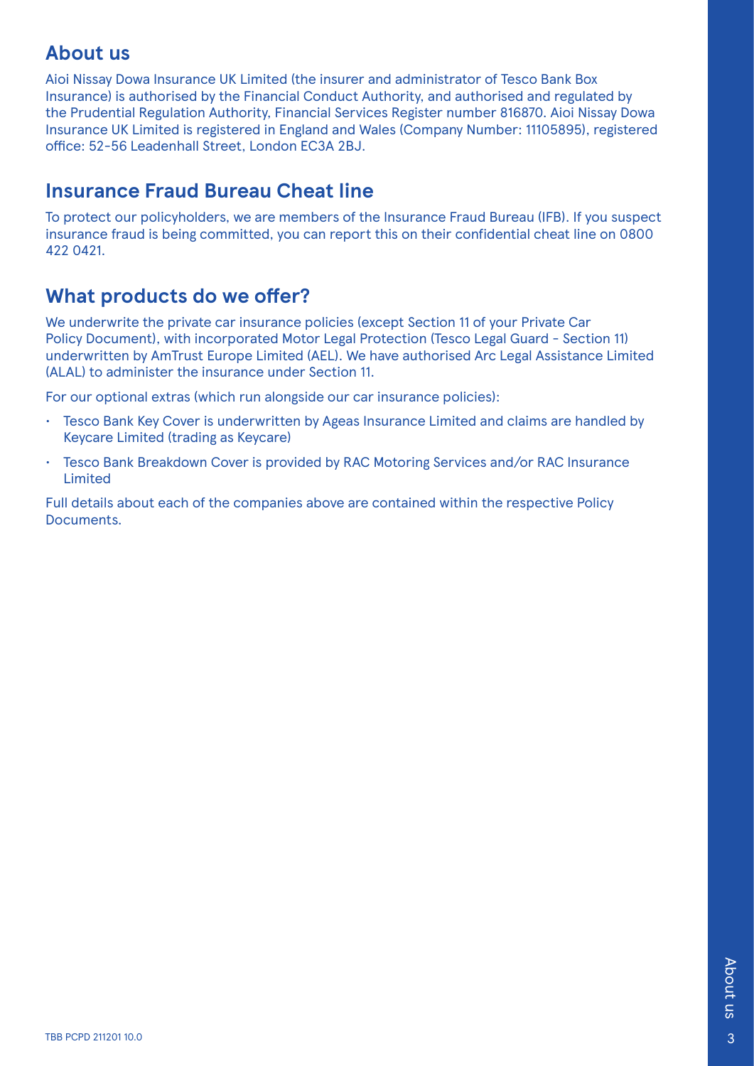## About us

Aioi Nissay Dowa Insurance UK Limited (the insurer and administrator of Tesco Bank Box Insurance) is authorised by the Financial Conduct Authority, and authorised and regulated by the Prudential Regulation Authority, Financial Services Register number 816870. Aioi Nissay Dowa Insurance UK Limited is registered in England and Wales (Company Number: 11105895), registered office: 52-56 Leadenhall Street, London EC3A 2BJ.

## Insurance Fraud Bureau Cheat line

To protect our policyholders, we are members of the Insurance Fraud Bureau (IFB). If you suspect insurance fraud is being committed, you can report this on their confidential cheat line on 0800 422 0421.

## What products do we offer?

We underwrite the private car insurance policies (except Section 11 of your Private Car Policy Document), with incorporated Motor Legal Protection (Tesco Legal Guard - Section 11) underwritten by AmTrust Europe Limited (AEL). We have authorised Arc Legal Assistance Limited (ALAL) to administer the insurance under Section 11.

For our optional extras (which run alongside our car insurance policies):

- Tesco Bank Key Cover is underwritten by Ageas Insurance Limited and claims are handled by Keycare Limited (trading as Keycare)
- Tesco Bank Breakdown Cover is provided by RAC Motoring Services and/or RAC Insurance Limited

Full details about each of the companies above are contained within the respective Policy Documents.

TBB PCPD 211201 10.0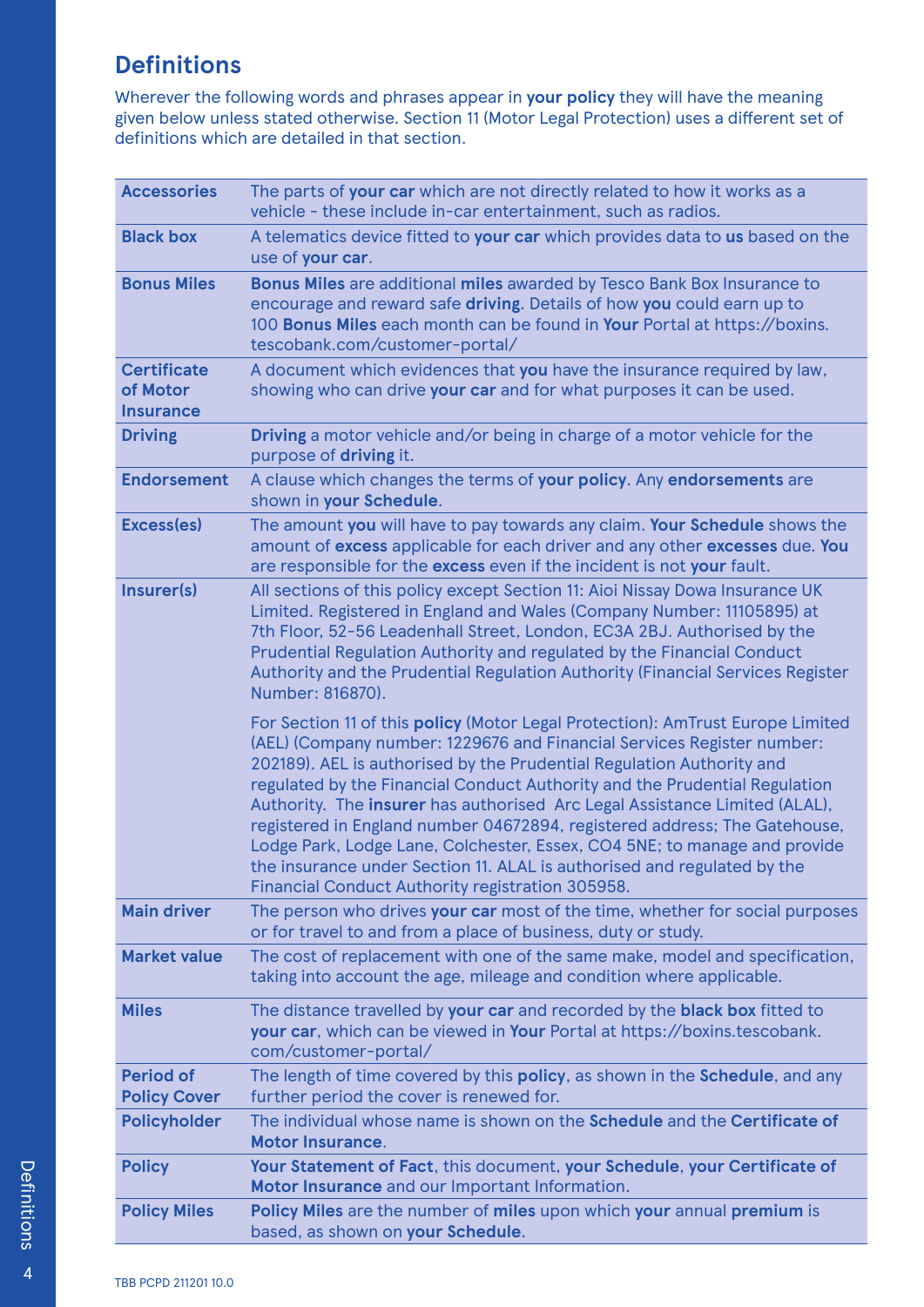## Definitions

Wherever the following words and phrases appear in **your policy** they will have the meaning given below unless stated otherwise. Section 11 (Motor Legal Protection) uses a different set of definitions which are detailed in that section.

| | |
|---|---|
| **Accessories** | The parts of **your car** which are not directly related to how it works as a vehicle - these include in-car entertainment, such as radios. |
| **Black box** | A telematics device fitted to **your car** which provides data to **us** based on the use of **your car**. |
| **Bonus Miles** | **Bonus Miles** are additional **miles** awarded by Tesco Bank Box Insurance to encourage and reward safe **driving**. Details of how **you** could earn up to 100 **Bonus Miles** each month can be found in **Your** Portal at https://boxins.tescobank.com/customer-portal/ |
| **Certificate of Motor Insurance** | A document which evidences that **you** have the insurance required by law, showing who can drive **your car** and for what purposes it can be used. |
| **Driving** | **Driving** a motor vehicle and/or being in charge of a motor vehicle for the purpose of **driving** it. |
| **Endorsement** | A clause which changes the terms of **your policy**. Any **endorsements** are shown in **your Schedule**. |
| **Excess(es)** | The amount **you** will have to pay towards any claim. **Your Schedule** shows the amount of **excess** applicable for each driver and any other **excesses** due. **You** are responsible for the **excess** even if the incident is not **your** fault. |
| **Insurer(s)** | All sections of this policy except Section 11: Aioi Nissay Dowa Insurance UK Limited. Registered in England and Wales (Company Number: 11105895) at 7th Floor, 52-56 Leadenhall Street, London, EC3A 2BJ. Authorised by the Prudential Regulation Authority and regulated by the Financial Conduct Authority and the Prudential Regulation Authority (Financial Services Register Number: 816870).<br><br>For Section 11 of this **policy** (Motor Legal Protection): AmTrust Europe Limited (AEL) (Company number: 1229676 and Financial Services Register number: 202189). AEL is authorised by the Prudential Regulation Authority and regulated by the Financial Conduct Authority and the Prudential Regulation Authority. The **insurer** has authorised Arc Legal Assistance Limited (ALAL), registered in England number 04672894, registered address; The Gatehouse, Lodge Park, Lodge Lane, Colchester, Essex, CO4 5NE; to manage and provide the insurance under Section 11. ALAL is authorised and regulated by the Financial Conduct Authority registration 305958. |
| **Main driver** | The person who drives **your car** most of the time, whether for social purposes or for travel to and from a place of business, duty or study. |
| **Market value** | The cost of replacement with one of the same make, model and specification, taking into account the age, mileage and condition where applicable. |
| **Miles** | The distance travelled by **your car** and recorded by the **black box** fitted to **your car**, which can be viewed in **Your** Portal at https://boxins.tescobank.com/customer-portal/ |
| **Period of Policy Cover** | The length of time covered by this **policy**, as shown in the **Schedule**, and any further period the cover is renewed for. |
| **Policyholder** | The individual whose name is shown on the **Schedule** and the **Certificate of Motor Insurance**. |
| **Policy** | **Your Statement of Fact**, this document, **your Schedule**, **your Certificate of Motor Insurance** and our Important Information. |
| **Policy Miles** | **Policy Miles** are the number of **miles** upon which **your** annual **premium** is based, as shown on **your Schedule**. |

TBB PCPD 211201 10.0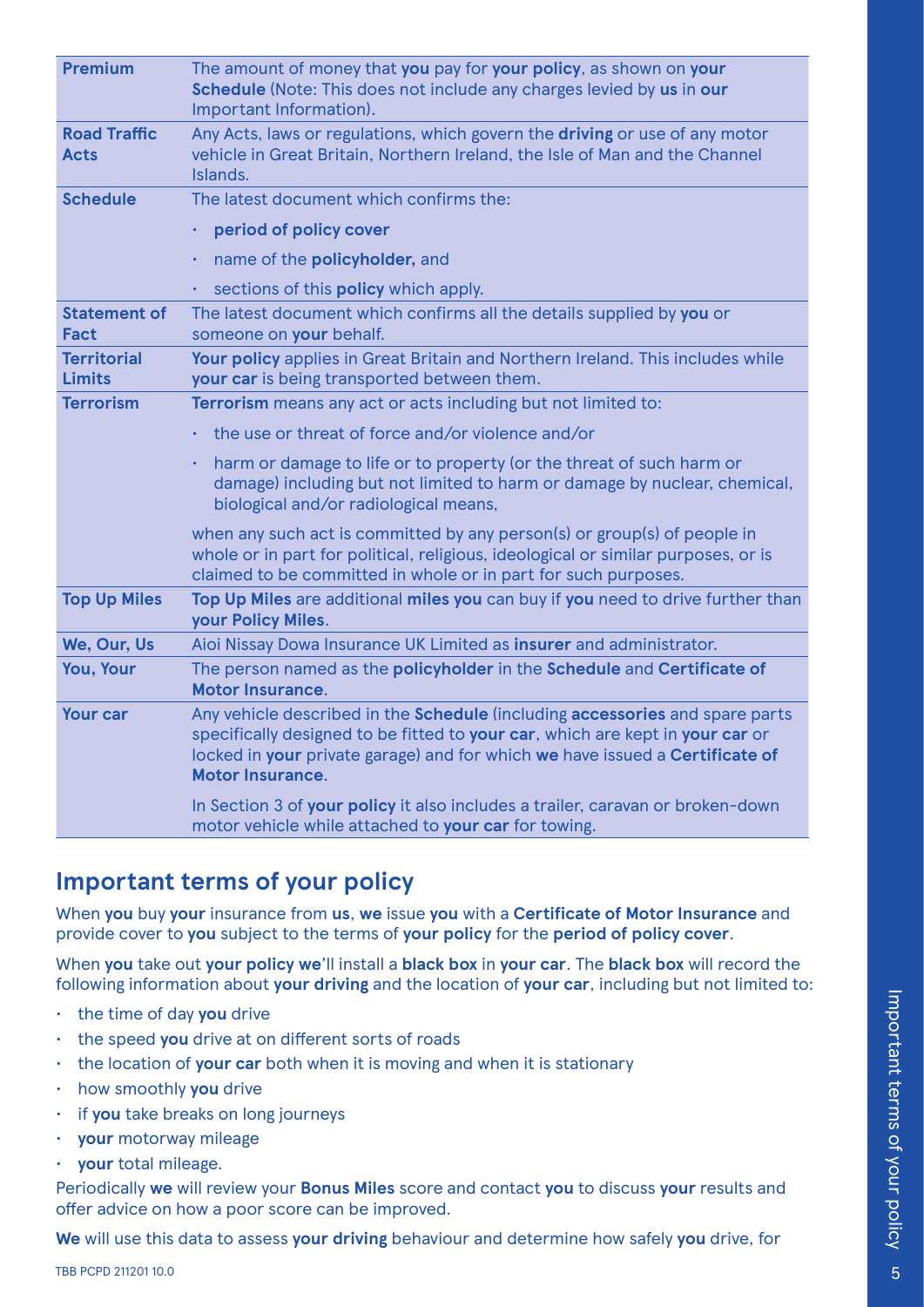| | |
|---|---|
| **Premium** | The amount of money that **you** pay for **your policy**, as shown on **your Schedule** (Note: This does not include any charges levied by **us** in **our** Important Information). |
| **Road Traffic Acts** | Any Acts, laws or regulations, which govern the **driving** or use of any motor vehicle in Great Britain, Northern Ireland, the Isle of Man and the Channel Islands. |
| **Schedule** | The latest document which confirms the:<br>• **period of policy cover**<br>• name of the **policyholder,** and<br>• sections of this **policy** which apply. |
| **Statement of Fact** | The latest document which confirms all the details supplied by **you** or someone on **your** behalf. |
| **Territorial Limits** | **Your policy** applies in Great Britain and Northern Ireland. This includes while **your car** is being transported between them. |
| **Terrorism** | **Terrorism** means any act or acts including but not limited to:<br>• the use or threat of force and/or violence and/or<br>• harm or damage to life or to property (or the threat of such harm or damage) including but not limited to harm or damage by nuclear, chemical, biological and/or radiological means,<br>when any such act is committed by any person(s) or group(s) of people in whole or in part for political, religious, ideological or similar purposes, or is claimed to be committed in whole or in part for such purposes. |
| **Top Up Miles** | **Top Up Miles** are additional **miles you** can buy if **you** need to drive further than **your Policy Miles**. |
| **We, Our, Us** | Aioi Nissay Dowa Insurance UK Limited as **insurer** and administrator. |
| **You, Your** | The person named as the **policyholder** in the **Schedule** and **Certificate of Motor Insurance**. |
| **Your car** | Any vehicle described in the **Schedule** (including **accessories** and spare parts specifically designed to be fitted to **your car**, which are kept in **your car** or locked in **your** private garage) and for which **we** have issued a **Certificate of Motor Insurance**.<br>In Section 3 of **your policy** it also includes a trailer, caravan or broken-down motor vehicle while attached to **your car** for towing. |

## Important terms of your policy

When **you** buy **your** insurance from **us**, **we** issue **you** with a **Certificate of Motor Insurance** and provide cover to **you** subject to the terms of **your policy** for the **period of policy cover**.

When **you** take out **your policy we**'ll install a **black box** in **your car**. The **black box** will record the following information about **your driving** and the location of **your car**, including but not limited to:

- the time of day **you** drive
- the speed **you** drive at on different sorts of roads
- the location of **your car** both when it is moving and when it is stationary
- how smoothly **you** drive
- if **you** take breaks on long journeys
- **your** motorway mileage
- **your** total mileage.

Periodically **we** will review your **Bonus Miles** score and contact **you** to discuss **your** results and offer advice on how a poor score can be improved.

**We** will use this data to assess **your driving** behaviour and determine how safely **you** drive, for

TBB PCPD 211201 10.0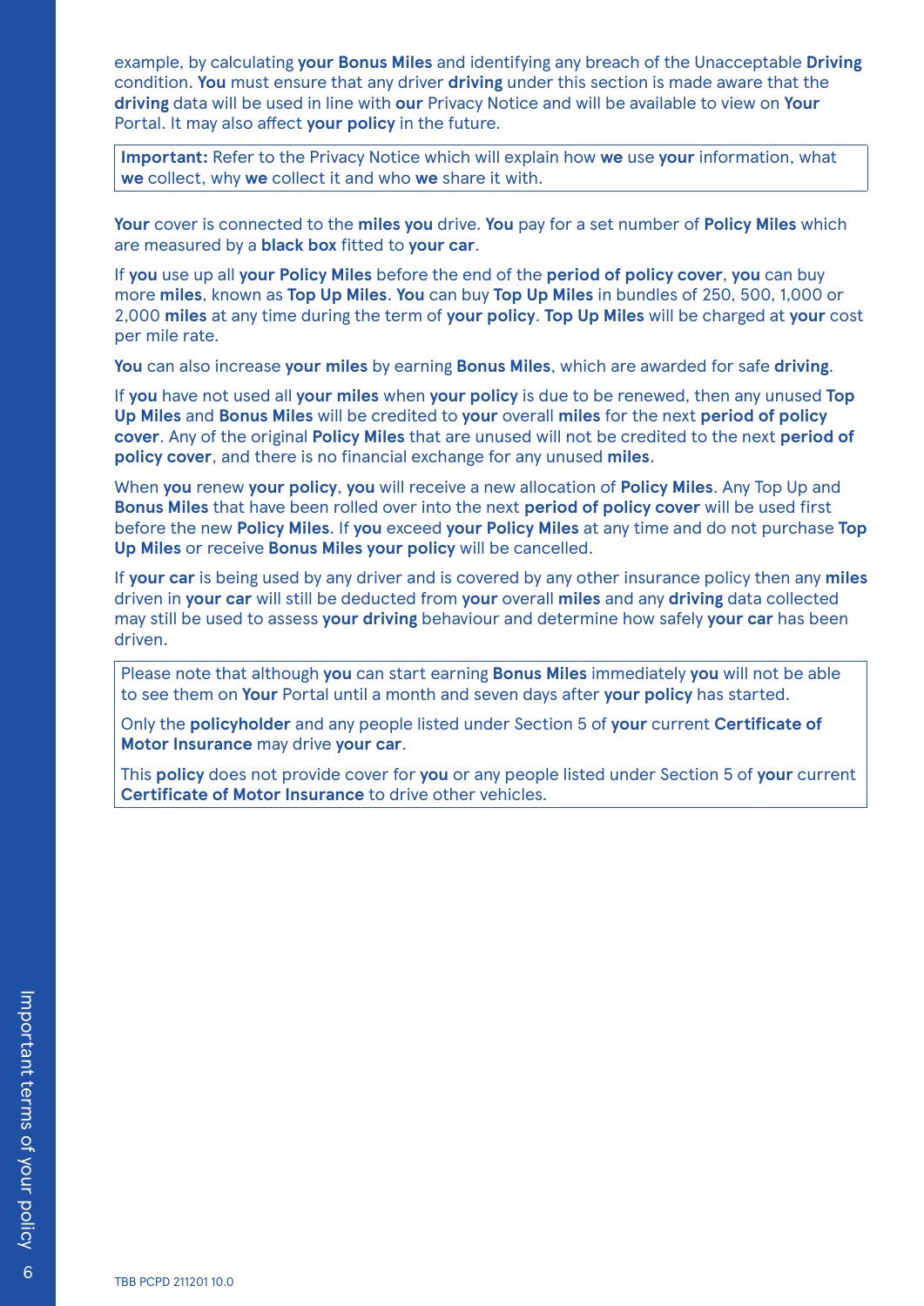example, by calculating **your Bonus Miles** and identifying any breach of the Unacceptable **Driving** condition. **You** must ensure that any driver **driving** under this section is made aware that the **driving** data will be used in line with **our** Privacy Notice and will be available to view on **Your** Portal. It may also affect **your policy** in the future.

> **Important:** Refer to the Privacy Notice which will explain how **we** use **your** information, what **we** collect, why **we** collect it and who **we** share it with.

**Your** cover is connected to the **miles you** drive. **You** pay for a set number of **Policy Miles** which are measured by a **black box** fitted to **your car**.

If **you** use up all **your Policy Miles** before the end of the **period of policy cover**, **you** can buy more **miles**, known as **Top Up Miles**. **You** can buy **Top Up Miles** in bundles of 250, 500, 1,000 or 2,000 **miles** at any time during the term of **your policy**. **Top Up Miles** will be charged at **your** cost per mile rate.

**You** can also increase **your miles** by earning **Bonus Miles**, which are awarded for safe **driving**.

If **you** have not used all **your miles** when **your policy** is due to be renewed, then any unused **Top Up Miles** and **Bonus Miles** will be credited to **your** overall **miles** for the next **period of policy cover**. Any of the original **Policy Miles** that are unused will not be credited to the next **period of policy cover**, and there is no financial exchange for any unused **miles**.

When **you** renew **your policy**, **you** will receive a new allocation of **Policy Miles**. Any Top Up and **Bonus Miles** that have been rolled over into the next **period of policy cover** will be used first before the new **Policy Miles**. If **you** exceed **your Policy Miles** at any time and do not purchase **Top Up Miles** or receive **Bonus Miles your policy** will be cancelled.

If **your car** is being used by any driver and is covered by any other insurance policy then any **miles** driven in **your car** will still be deducted from **your** overall **miles** and any **driving** data collected may still be used to assess **your driving** behaviour and determine how safely **your car** has been driven.

> Please note that although **you** can start earning **Bonus Miles** immediately **you** will not be able to see them on **Your** Portal until a month and seven days after **your policy** has started.
>
> Only the **policyholder** and any people listed under Section 5 of **your** current **Certificate of Motor Insurance** may drive **your car**.
>
> This **policy** does not provide cover for **you** or any people listed under Section 5 of **your** current **Certificate of Motor Insurance** to drive other vehicles.

TBB PCPD 211201 10.0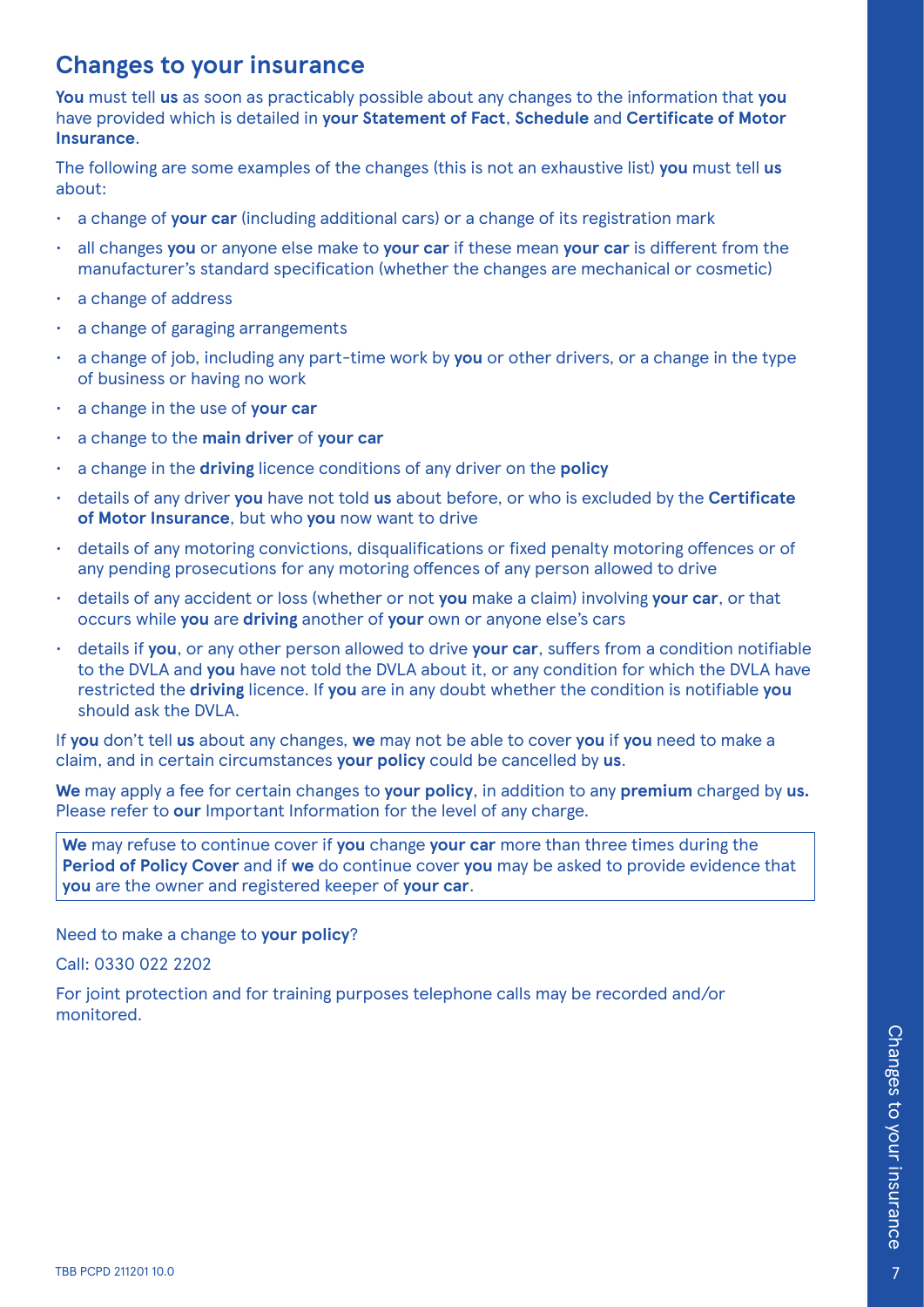## Changes to your insurance

**You** must tell **us** as soon as practicably possible about any changes to the information that **you** have provided which is detailed in **your Statement of Fact**, **Schedule** and **Certificate of Motor Insurance**.

The following are some examples of the changes (this is not an exhaustive list) **you** must tell **us** about:

- a change of **your car** (including additional cars) or a change of its registration mark
- all changes **you** or anyone else make to **your car** if these mean **your car** is different from the manufacturer's standard specification (whether the changes are mechanical or cosmetic)
- a change of address
- a change of garaging arrangements
- a change of job, including any part-time work by **you** or other drivers, or a change in the type of business or having no work
- a change in the use of **your car**
- a change to the **main driver** of **your car**
- a change in the **driving** licence conditions of any driver on the **policy**
- details of any driver **you** have not told **us** about before, or who is excluded by the **Certificate of Motor Insurance**, but who **you** now want to drive
- details of any motoring convictions, disqualifications or fixed penalty motoring offences or of any pending prosecutions for any motoring offences of any person allowed to drive
- details of any accident or loss (whether or not **you** make a claim) involving **your car**, or that occurs while **you** are **driving** another of **your** own or anyone else's cars
- details if **you**, or any other person allowed to drive **your car**, suffers from a condition notifiable to the DVLA and **you** have not told the DVLA about it, or any condition for which the DVLA have restricted the **driving** licence. If **you** are in any doubt whether the condition is notifiable **you** should ask the DVLA.

If **you** don't tell **us** about any changes, **we** may not be able to cover **you** if **you** need to make a claim, and in certain circumstances **your policy** could be cancelled by **us**.

**We** may apply a fee for certain changes to **your policy**, in addition to any **premium** charged by **us.** Please refer to **our** Important Information for the level of any charge.

**We** may refuse to continue cover if **you** change **your car** more than three times during the **Period of Policy Cover** and if **we** do continue cover **you** may be asked to provide evidence that **you** are the owner and registered keeper of **your car**.

Need to make a change to **your policy**?

Call: 0330 022 2202

For joint protection and for training purposes telephone calls may be recorded and/or monitored.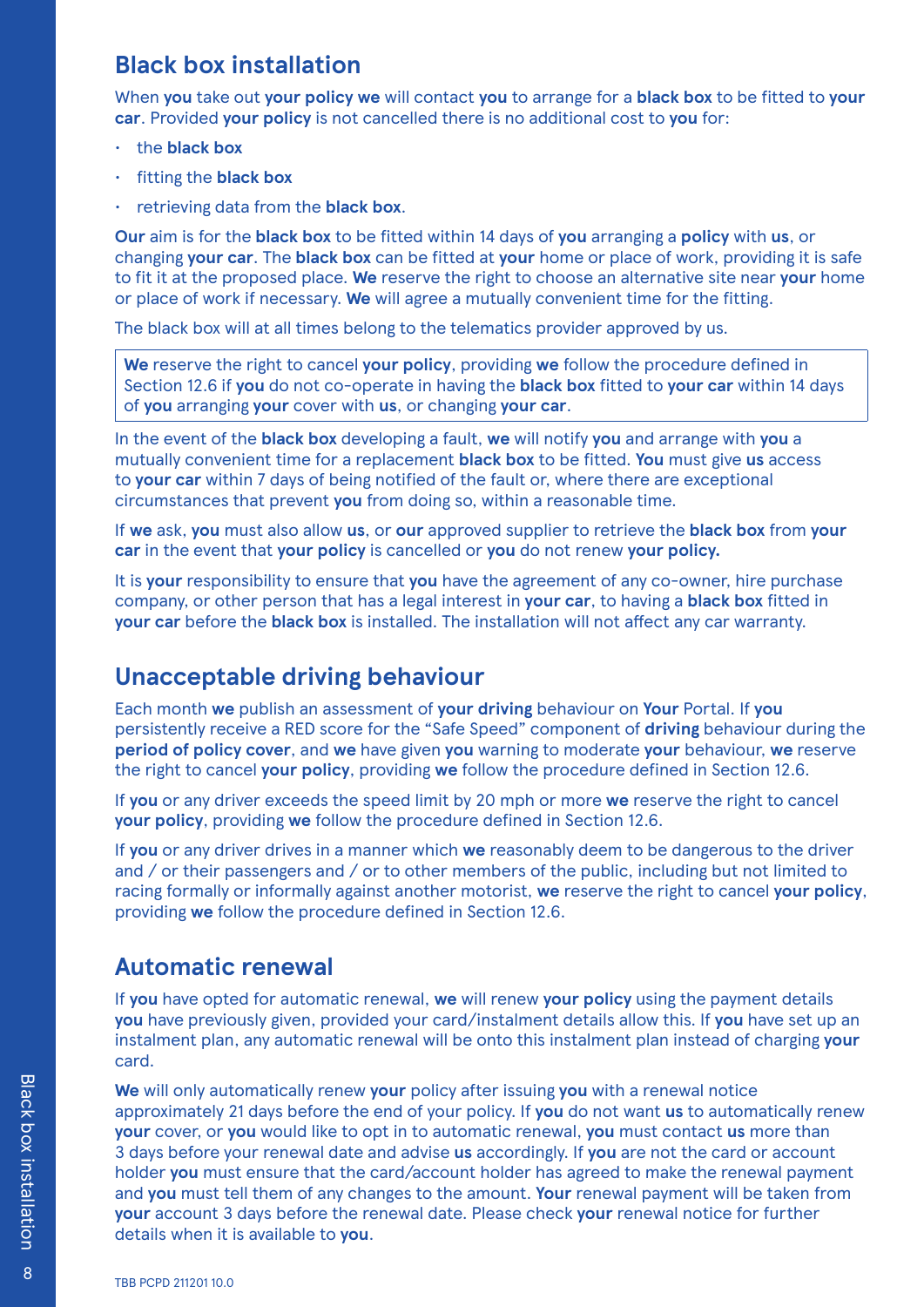## Black box installation

When **you** take out **your policy we** will contact **you** to arrange for a **black box** to be fitted to **your car**. Provided **your policy** is not cancelled there is no additional cost to **you** for:

- the **black box**
- fitting the **black box**
- retrieving data from the **black box**.

**Our** aim is for the **black box** to be fitted within 14 days of **you** arranging a **policy** with **us**, or changing **your car**. The **black box** can be fitted at **your** home or place of work, providing it is safe to fit it at the proposed place. **We** reserve the right to choose an alternative site near **your** home or place of work if necessary. **We** will agree a mutually convenient time for the fitting.

The black box will at all times belong to the telematics provider approved by us.

> **We** reserve the right to cancel **your policy**, providing **we** follow the procedure defined in Section 12.6 if **you** do not co-operate in having the **black box** fitted to **your car** within 14 days of **you** arranging **your** cover with **us**, or changing **your car**.

In the event of the **black box** developing a fault, **we** will notify **you** and arrange with **you** a mutually convenient time for a replacement **black box** to be fitted. **You** must give **us** access to **your car** within 7 days of being notified of the fault or, where there are exceptional circumstances that prevent **you** from doing so, within a reasonable time.

If **we** ask, **you** must also allow **us**, or **our** approved supplier to retrieve the **black box** from **your car** in the event that **your policy** is cancelled or **you** do not renew **your policy.**

It is **your** responsibility to ensure that **you** have the agreement of any co-owner, hire purchase company, or other person that has a legal interest in **your car**, to having a **black box** fitted in **your car** before the **black box** is installed. The installation will not affect any car warranty.

## Unacceptable driving behaviour

Each month **we** publish an assessment of **your driving** behaviour on **Your** Portal. If **you** persistently receive a RED score for the "Safe Speed" component of **driving** behaviour during the **period of policy cover**, and **we** have given **you** warning to moderate **your** behaviour, **we** reserve the right to cancel **your policy**, providing **we** follow the procedure defined in Section 12.6.

If **you** or any driver exceeds the speed limit by 20 mph or more **we** reserve the right to cancel **your policy**, providing **we** follow the procedure defined in Section 12.6.

If **you** or any driver drives in a manner which **we** reasonably deem to be dangerous to the driver and / or their passengers and / or to other members of the public, including but not limited to racing formally or informally against another motorist, **we** reserve the right to cancel **your policy**, providing **we** follow the procedure defined in Section 12.6.

## Automatic renewal

If **you** have opted for automatic renewal, **we** will renew **your policy** using the payment details **you** have previously given, provided your card/instalment details allow this. If **you** have set up an instalment plan, any automatic renewal will be onto this instalment plan instead of charging **your** card.

**We** will only automatically renew **your** policy after issuing **you** with a renewal notice approximately 21 days before the end of your policy. If **you** do not want **us** to automatically renew **your** cover, or **you** would like to opt in to automatic renewal, **you** must contact **us** more than 3 days before your renewal date and advise **us** accordingly. If **you** are not the card or account holder **you** must ensure that the card/account holder has agreed to make the renewal payment and **you** must tell them of any changes to the amount. **Your** renewal payment will be taken from **your** account 3 days before the renewal date. Please check **your** renewal notice for further details when it is available to **you**.

TBB PCPD 211201 10.0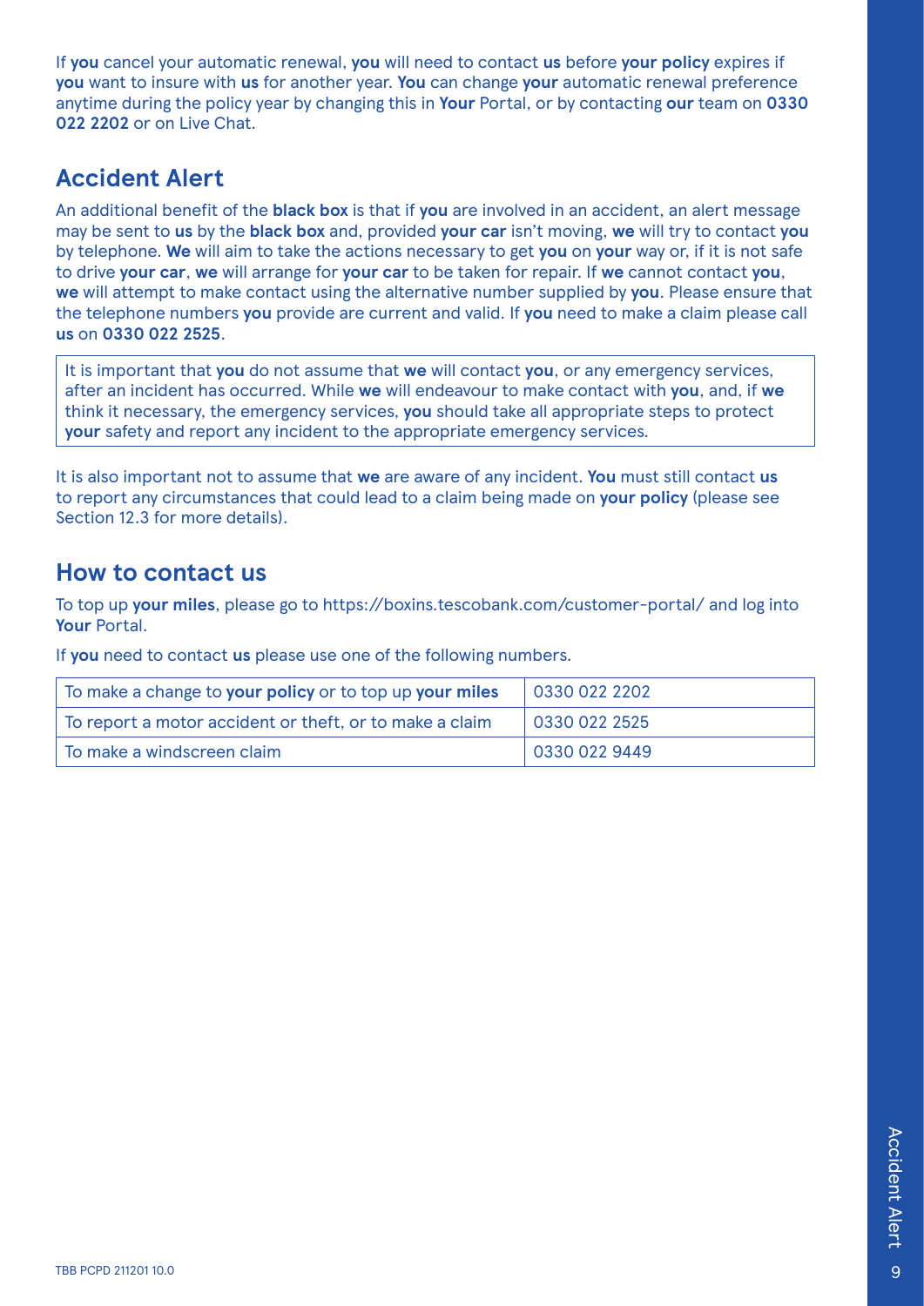If **you** cancel your automatic renewal, **you** will need to contact **us** before **your policy** expires if **you** want to insure with **us** for another year. **You** can change **your** automatic renewal preference anytime during the policy year by changing this in **Your** Portal, or by contacting **our** team on **0330 022 2202** or on Live Chat.

## Accident Alert

An additional benefit of the **black box** is that if **you** are involved in an accident, an alert message may be sent to **us** by the **black box** and, provided **your car** isn't moving, **we** will try to contact **you** by telephone. **We** will aim to take the actions necessary to get **you** on **your** way or, if it is not safe to drive **your car**, **we** will arrange for **your car** to be taken for repair. If **we** cannot contact **you**, **we** will attempt to make contact using the alternative number supplied by **you**. Please ensure that the telephone numbers **you** provide are current and valid. If **you** need to make a claim please call **us** on **0330 022 2525**.

It is important that **you** do not assume that **we** will contact **you**, or any emergency services, after an incident has occurred. While **we** will endeavour to make contact with **you**, and, if **we** think it necessary, the emergency services, **you** should take all appropriate steps to protect **your** safety and report any incident to the appropriate emergency services.

It is also important not to assume that **we** are aware of any incident. **You** must still contact **us** to report any circumstances that could lead to a claim being made on **your policy** (please see Section 12.3 for more details).

## How to contact us

To top up **your miles**, please go to https://boxins.tescobank.com/customer-portal/ and log into **Your** Portal.

If **you** need to contact **us** please use one of the following numbers.

| | |
|---|---|
| To make a change to **your policy** or to top up **your miles** | 0330 022 2202 |
| To report a motor accident or theft, or to make a claim | 0330 022 2525 |
| To make a windscreen claim | 0330 022 9449 |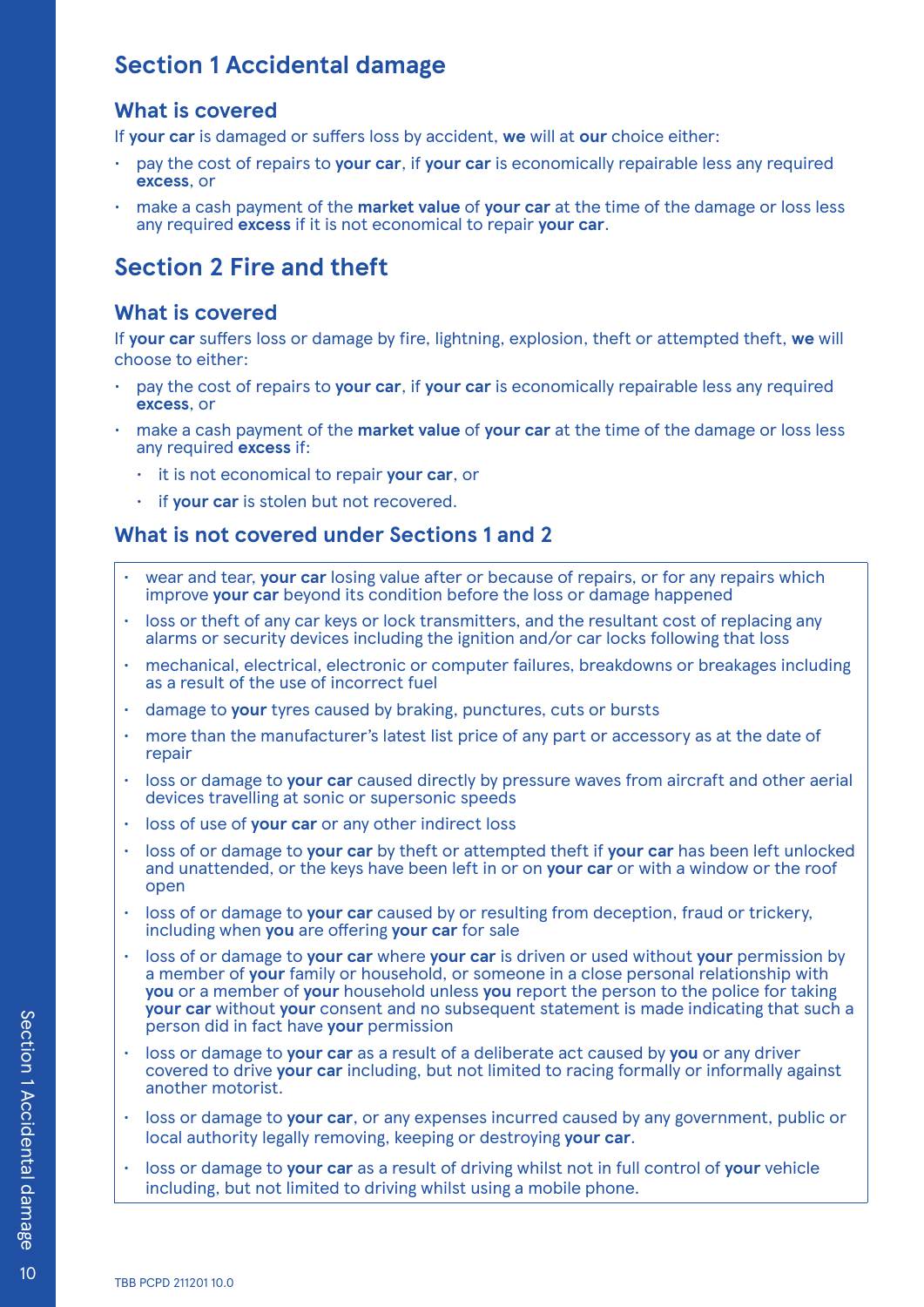## Section 1 Accidental damage

### What is covered

If **your car** is damaged or suffers loss by accident, **we** will at **our** choice either:

- pay the cost of repairs to **your car**, if **your car** is economically repairable less any required **excess**, or
- make a cash payment of the **market value** of **your car** at the time of the damage or loss less any required **excess** if it is not economical to repair **your car**.

## Section 2 Fire and theft

### What is covered

If **your car** suffers loss or damage by fire, lightning, explosion, theft or attempted theft, **we** will choose to either:

- pay the cost of repairs to **your car**, if **your car** is economically repairable less any required **excess**, or
- make a cash payment of the **market value** of **your car** at the time of the damage or loss less any required **excess** if:
  - it is not economical to repair **your car**, or
  - if **your car** is stolen but not recovered.

### What is not covered under Sections 1 and 2

- wear and tear, **your car** losing value after or because of repairs, or for any repairs which improve **your car** beyond its condition before the loss or damage happened
- loss or theft of any car keys or lock transmitters, and the resultant cost of replacing any alarms or security devices including the ignition and/or car locks following that loss
- mechanical, electrical, electronic or computer failures, breakdowns or breakages including as a result of the use of incorrect fuel
- damage to **your** tyres caused by braking, punctures, cuts or bursts
- more than the manufacturer's latest list price of any part or accessory as at the date of repair
- loss or damage to **your car** caused directly by pressure waves from aircraft and other aerial devices travelling at sonic or supersonic speeds
- loss of use of **your car** or any other indirect loss
- loss of or damage to **your car** by theft or attempted theft if **your car** has been left unlocked and unattended, or the keys have been left in or on **your car** or with a window or the roof open
- loss of or damage to **your car** caused by or resulting from deception, fraud or trickery, including when **you** are offering **your car** for sale
- loss of or damage to **your car** where **your car** is driven or used without **your** permission by a member of **your** family or household, or someone in a close personal relationship with **you** or a member of **your** household unless **you** report the person to the police for taking **your car** without **your** consent and no subsequent statement is made indicating that such a person did in fact have **your** permission
- loss or damage to **your car** as a result of a deliberate act caused by **you** or any driver covered to drive **your car** including, but not limited to racing formally or informally against another motorist.
- loss or damage to **your car**, or any expenses incurred caused by any government, public or local authority legally removing, keeping or destroying **your car**.
- loss or damage to **your car** as a result of driving whilst not in full control of **your** vehicle including, but not limited to driving whilst using a mobile phone.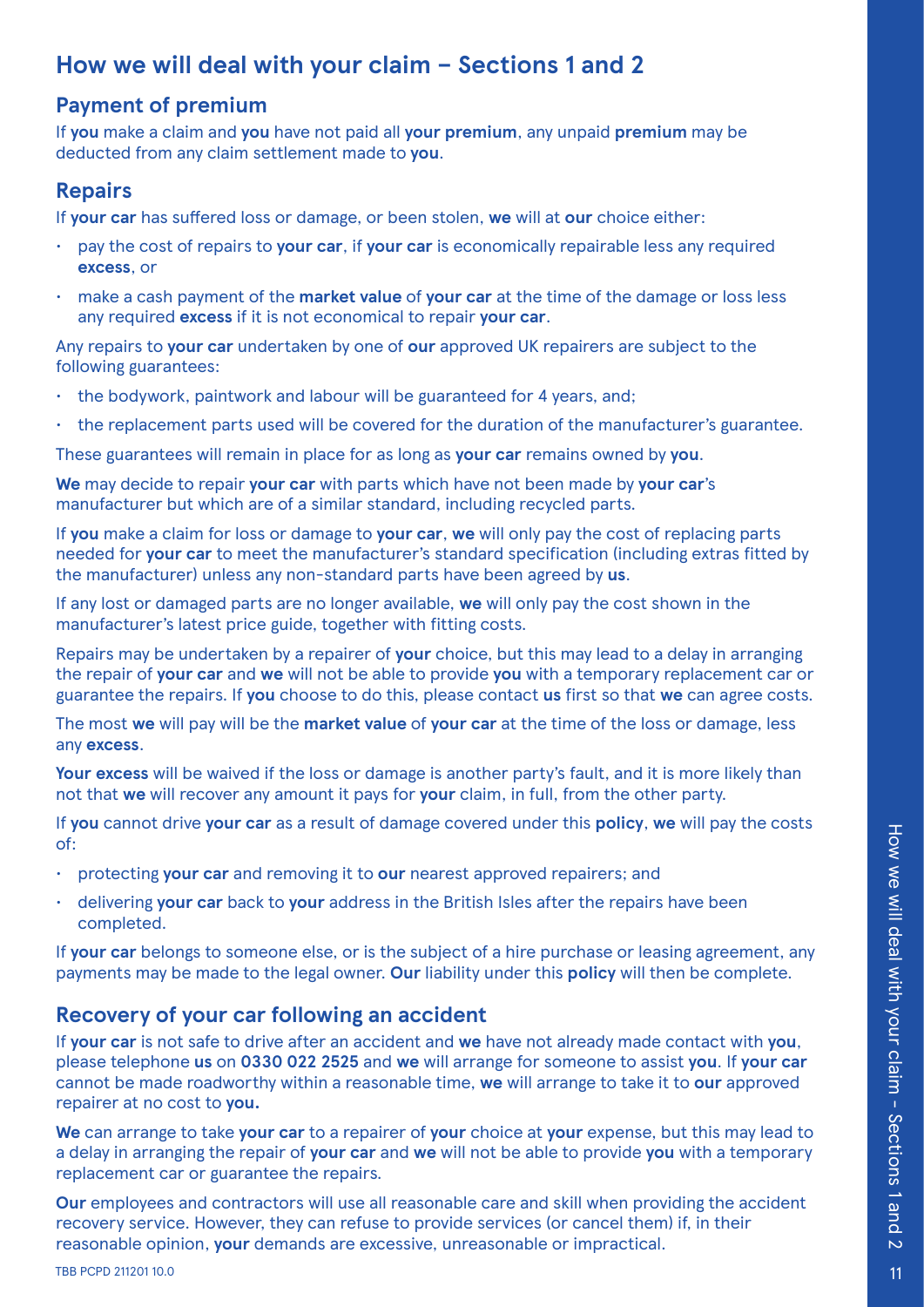# How we will deal with your claim – Sections 1 and 2

## Payment of premium

If **you** make a claim and **you** have not paid all **your premium**, any unpaid **premium** may be deducted from any claim settlement made to **you**.

## Repairs

If **your car** has suffered loss or damage, or been stolen, **we** will at **our** choice either:

- pay the cost of repairs to **your car**, if **your car** is economically repairable less any required **excess**, or
- make a cash payment of the **market value** of **your car** at the time of the damage or loss less any required **excess** if it is not economical to repair **your car**.

Any repairs to **your car** undertaken by one of **our** approved UK repairers are subject to the following guarantees:

- the bodywork, paintwork and labour will be guaranteed for 4 years, and;
- the replacement parts used will be covered for the duration of the manufacturer's guarantee.

These guarantees will remain in place for as long as **your car** remains owned by **you**.

**We** may decide to repair **your car** with parts which have not been made by **your car**'s manufacturer but which are of a similar standard, including recycled parts.

If **you** make a claim for loss or damage to **your car**, **we** will only pay the cost of replacing parts needed for **your car** to meet the manufacturer's standard specification (including extras fitted by the manufacturer) unless any non-standard parts have been agreed by **us**.

If any lost or damaged parts are no longer available, **we** will only pay the cost shown in the manufacturer's latest price guide, together with fitting costs.

Repairs may be undertaken by a repairer of **your** choice, but this may lead to a delay in arranging the repair of **your car** and **we** will not be able to provide **you** with a temporary replacement car or guarantee the repairs. If **you** choose to do this, please contact **us** first so that **we** can agree costs.

The most **we** will pay will be the **market value** of **your car** at the time of the loss or damage, less any **excess**.

**Your excess** will be waived if the loss or damage is another party's fault, and it is more likely than not that **we** will recover any amount it pays for **your** claim, in full, from the other party.

If **you** cannot drive **your car** as a result of damage covered under this **policy**, **we** will pay the costs of:

- protecting **your car** and removing it to **our** nearest approved repairers; and
- delivering **your car** back to **your** address in the British Isles after the repairs have been completed.

If **your car** belongs to someone else, or is the subject of a hire purchase or leasing agreement, any payments may be made to the legal owner. **Our** liability under this **policy** will then be complete.

## Recovery of your car following an accident

If **your car** is not safe to drive after an accident and **we** have not already made contact with **you**, please telephone **us** on **0330 022 2525** and **we** will arrange for someone to assist **you**. If **your car** cannot be made roadworthy within a reasonable time, **we** will arrange to take it to **our** approved repairer at no cost to **you.**

**We** can arrange to take **your car** to a repairer of **your** choice at **your** expense, but this may lead to a delay in arranging the repair of **your car** and **we** will not be able to provide **you** with a temporary replacement car or guarantee the repairs.

**Our** employees and contractors will use all reasonable care and skill when providing the accident recovery service. However, they can refuse to provide services (or cancel them) if, in their reasonable opinion, **your** demands are excessive, unreasonable or impractical.

TBB PCPD 211201 10.0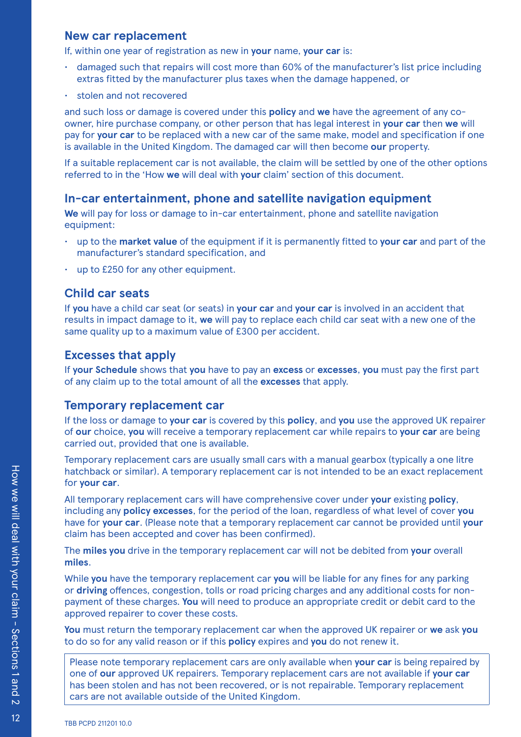## New car replacement

If, within one year of registration as new in **your** name, **your car** is:

- damaged such that repairs will cost more than 60% of the manufacturer's list price including extras fitted by the manufacturer plus taxes when the damage happened, or
- stolen and not recovered

and such loss or damage is covered under this **policy** and **we** have the agreement of any co-owner, hire purchase company, or other person that has legal interest in **your car** then **we** will pay for **your car** to be replaced with a new car of the same make, model and specification if one is available in the United Kingdom. The damaged car will then become **our** property.

If a suitable replacement car is not available, the claim will be settled by one of the other options referred to in the 'How **we** will deal with **your** claim' section of this document.

## In-car entertainment, phone and satellite navigation equipment

**We** will pay for loss or damage to in-car entertainment, phone and satellite navigation equipment:

- up to the **market value** of the equipment if it is permanently fitted to **your car** and part of the manufacturer's standard specification, and
- up to £250 for any other equipment.

## Child car seats

If **you** have a child car seat (or seats) in **your car** and **your car** is involved in an accident that results in impact damage to it, **we** will pay to replace each child car seat with a new one of the same quality up to a maximum value of £300 per accident.

## Excesses that apply

If **your Schedule** shows that **you** have to pay an **excess** or **excesses**, **you** must pay the first part of any claim up to the total amount of all the **excesses** that apply.

## Temporary replacement car

If the loss or damage to **your car** is covered by this **policy**, and **you** use the approved UK repairer of **our** choice, **you** will receive a temporary replacement car while repairs to **your car** are being carried out, provided that one is available.

Temporary replacement cars are usually small cars with a manual gearbox (typically a one litre hatchback or similar). A temporary replacement car is not intended to be an exact replacement for **your car**.

All temporary replacement cars will have comprehensive cover under **your** existing **policy**, including any **policy excesses**, for the period of the loan, regardless of what level of cover **you** have for **your car**. (Please note that a temporary replacement car cannot be provided until **your** claim has been accepted and cover has been confirmed).

The **miles you** drive in the temporary replacement car will not be debited from **your** overall **miles**.

While **you** have the temporary replacement car **you** will be liable for any fines for any parking or **driving** offences, congestion, tolls or road pricing charges and any additional costs for non-payment of these charges. **You** will need to produce an appropriate credit or debit card to the approved repairer to cover these costs.

**You** must return the temporary replacement car when the approved UK repairer or **we** ask **you** to do so for any valid reason or if this **policy** expires and **you** do not renew it.

> Please note temporary replacement cars are only available when **your car** is being repaired by one of **our** approved UK repairers. Temporary replacement cars are not available if **your car** has been stolen and has not been recovered, or is not repairable. Temporary replacement cars are not available outside of the United Kingdom.

TBB PCPD 211201 10.0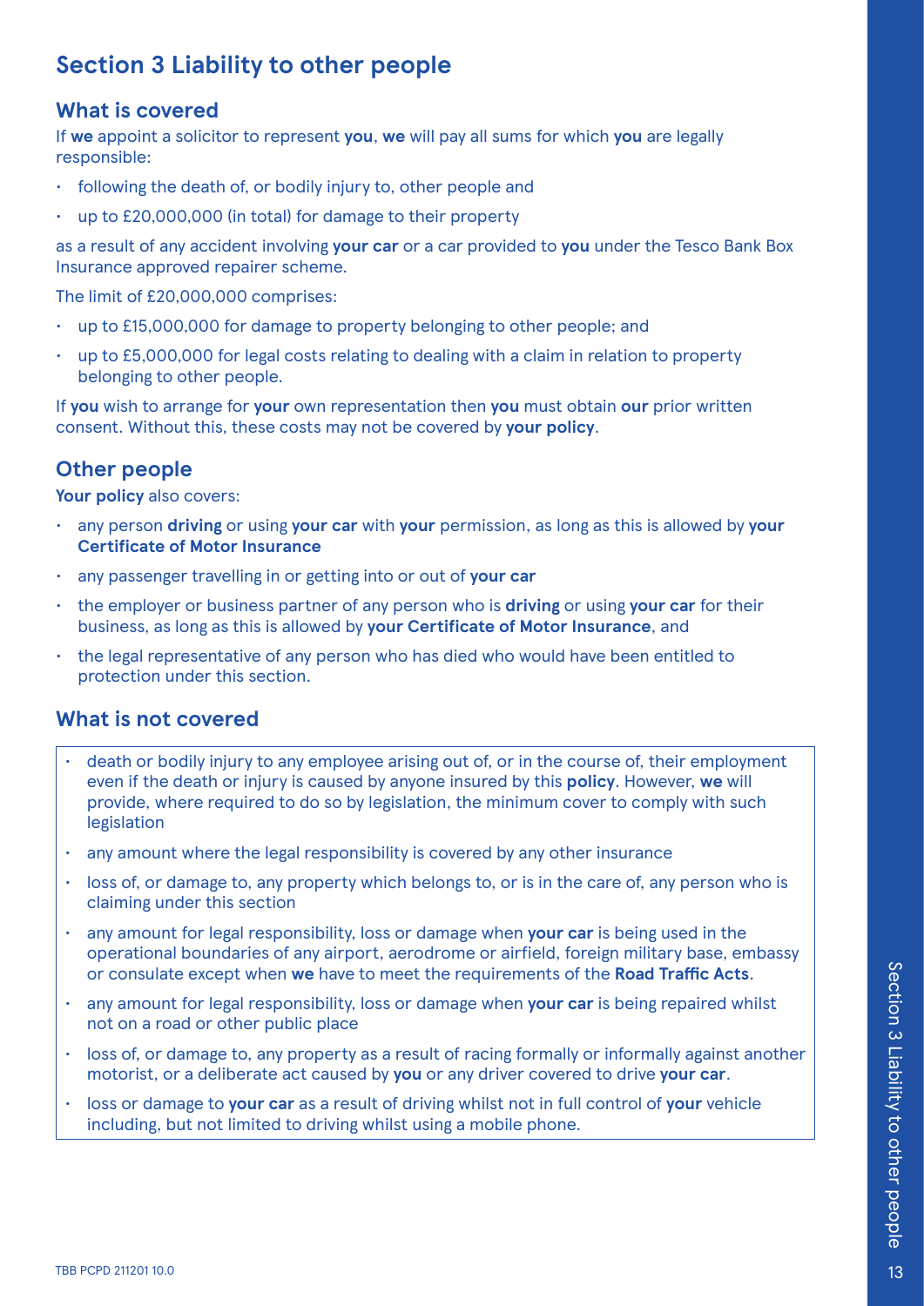# Section 3 Liability to other people

## What is covered

If **we** appoint a solicitor to represent **you**, **we** will pay all sums for which **you** are legally responsible:

- following the death of, or bodily injury to, other people and
- up to £20,000,000 (in total) for damage to their property

as a result of any accident involving **your car** or a car provided to **you** under the Tesco Bank Box Insurance approved repairer scheme.

The limit of £20,000,000 comprises:

- up to £15,000,000 for damage to property belonging to other people; and
- up to £5,000,000 for legal costs relating to dealing with a claim in relation to property belonging to other people.

If **you** wish to arrange for **your** own representation then **you** must obtain **our** prior written consent. Without this, these costs may not be covered by **your policy**.

## Other people

**Your policy** also covers:

- any person **driving** or using **your car** with **your** permission, as long as this is allowed by **your Certificate of Motor Insurance**
- any passenger travelling in or getting into or out of **your car**
- the employer or business partner of any person who is **driving** or using **your car** for their business, as long as this is allowed by **your Certificate of Motor Insurance**, and
- the legal representative of any person who has died who would have been entitled to protection under this section.

## What is not covered

- death or bodily injury to any employee arising out of, or in the course of, their employment even if the death or injury is caused by anyone insured by this **policy**. However, **we** will provide, where required to do so by legislation, the minimum cover to comply with such legislation
- any amount where the legal responsibility is covered by any other insurance
- loss of, or damage to, any property which belongs to, or is in the care of, any person who is claiming under this section
- any amount for legal responsibility, loss or damage when **your car** is being used in the operational boundaries of any airport, aerodrome or airfield, foreign military base, embassy or consulate except when **we** have to meet the requirements of the **Road Traffic Acts**.
- any amount for legal responsibility, loss or damage when **your car** is being repaired whilst not on a road or other public place
- loss of, or damage to, any property as a result of racing formally or informally against another motorist, or a deliberate act caused by **you** or any driver covered to drive **your car**.
- loss or damage to **your car** as a result of driving whilst not in full control of **your** vehicle including, but not limited to driving whilst using a mobile phone.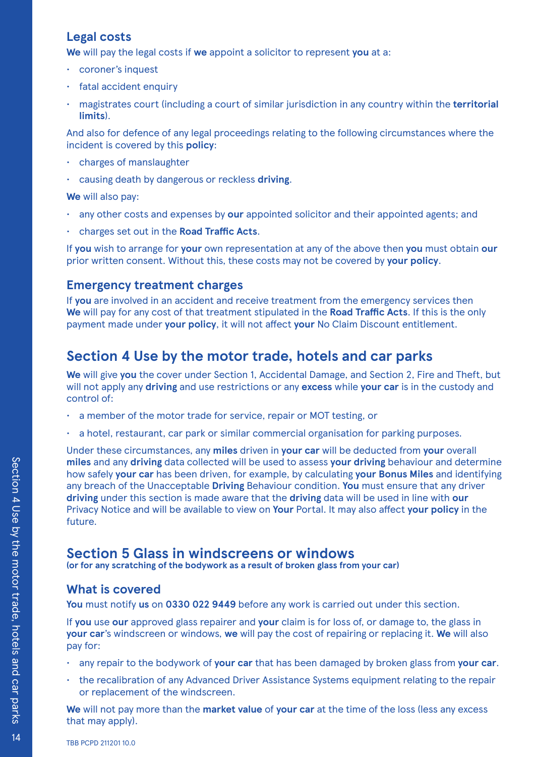### Legal costs

**We** will pay the legal costs if **we** appoint a solicitor to represent **you** at a:

- coroner's inquest
- fatal accident enquiry
- magistrates court (including a court of similar jurisdiction in any country within the **territorial limits**).

And also for defence of any legal proceedings relating to the following circumstances where the incident is covered by this **policy**:

- charges of manslaughter
- causing death by dangerous or reckless **driving**.

**We** will also pay:

- any other costs and expenses by **our** appointed solicitor and their appointed agents; and
- charges set out in the **Road Traffic Acts**.

If **you** wish to arrange for **your** own representation at any of the above then **you** must obtain **our** prior written consent. Without this, these costs may not be covered by **your policy**.

### Emergency treatment charges

If **you** are involved in an accident and receive treatment from the emergency services then **We** will pay for any cost of that treatment stipulated in the **Road Traffic Acts**. If this is the only payment made under **your policy**, it will not affect **your** No Claim Discount entitlement.

## Section 4 Use by the motor trade, hotels and car parks

**We** will give **you** the cover under Section 1, Accidental Damage, and Section 2, Fire and Theft, but will not apply any **driving** and use restrictions or any **excess** while **your car** is in the custody and control of:

- a member of the motor trade for service, repair or MOT testing, or
- a hotel, restaurant, car park or similar commercial organisation for parking purposes.

Under these circumstances, any **miles** driven in **your car** will be deducted from **your** overall **miles** and any **driving** data collected will be used to assess **your driving** behaviour and determine how safely **your car** has been driven, for example, by calculating **your Bonus Miles** and identifying any breach of the Unacceptable **Driving** Behaviour condition. **You** must ensure that any driver **driving** under this section is made aware that the **driving** data will be used in line with **our** Privacy Notice and will be available to view on **Your** Portal. It may also affect **your policy** in the future.

## Section 5 Glass in windscreens or windows

**(or for any scratching of the bodywork as a result of broken glass from your car)**

### What is covered

**You** must notify **us** on **0330 022 9449** before any work is carried out under this section.

If **you** use **our** approved glass repairer and **your** claim is for loss of, or damage to, the glass in **your car**'s windscreen or windows, **we** will pay the cost of repairing or replacing it. **We** will also pay for:

- any repair to the bodywork of **your car** that has been damaged by broken glass from **your car**.
- the recalibration of any Advanced Driver Assistance Systems equipment relating to the repair or replacement of the windscreen.

**We** will not pay more than the **market value** of **your car** at the time of the loss (less any excess that may apply).

TBB PCPD 211201 10.0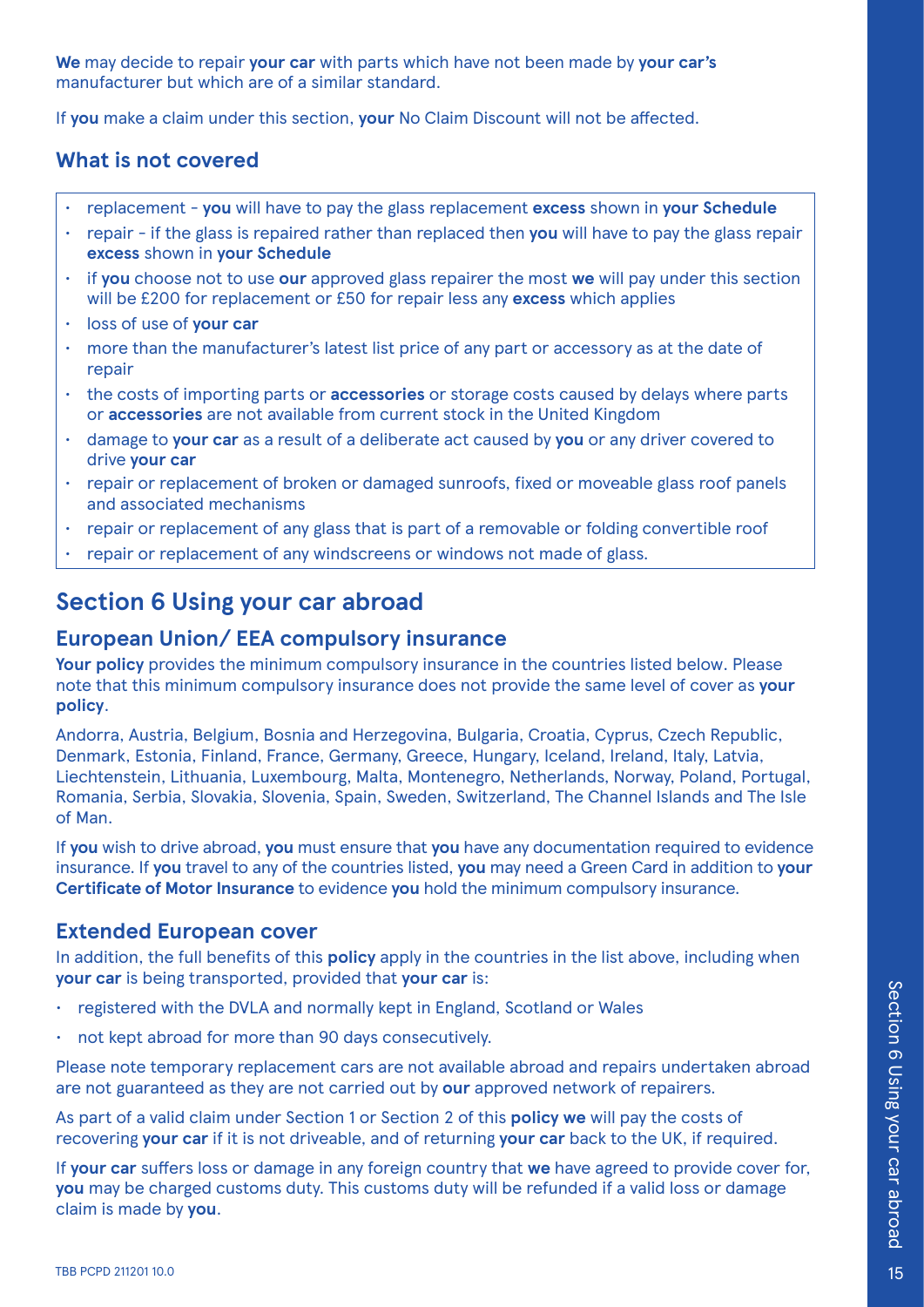**We** may decide to repair **your car** with parts which have not been made by **your car's** manufacturer but which are of a similar standard.

If **you** make a claim under this section, **your** No Claim Discount will not be affected.

### What is not covered

- replacement - **you** will have to pay the glass replacement **excess** shown in **your Schedule**
- repair - if the glass is repaired rather than replaced then **you** will have to pay the glass repair **excess** shown in **your Schedule**
- if **you** choose not to use **our** approved glass repairer the most **we** will pay under this section will be £200 for replacement or £50 for repair less any **excess** which applies
- loss of use of **your car**
- more than the manufacturer's latest list price of any part or accessory as at the date of repair
- the costs of importing parts or **accessories** or storage costs caused by delays where parts or **accessories** are not available from current stock in the United Kingdom
- damage to **your car** as a result of a deliberate act caused by **you** or any driver covered to drive **your car**
- repair or replacement of broken or damaged sunroofs, fixed or moveable glass roof panels and associated mechanisms
- repair or replacement of any glass that is part of a removable or folding convertible roof
- repair or replacement of any windscreens or windows not made of glass.

## Section 6 Using your car abroad

### European Union/ EEA compulsory insurance

**Your policy** provides the minimum compulsory insurance in the countries listed below. Please note that this minimum compulsory insurance does not provide the same level of cover as **your policy**.

Andorra, Austria, Belgium, Bosnia and Herzegovina, Bulgaria, Croatia, Cyprus, Czech Republic, Denmark, Estonia, Finland, France, Germany, Greece, Hungary, Iceland, Ireland, Italy, Latvia, Liechtenstein, Lithuania, Luxembourg, Malta, Montenegro, Netherlands, Norway, Poland, Portugal, Romania, Serbia, Slovakia, Slovenia, Spain, Sweden, Switzerland, The Channel Islands and The Isle of Man.

If **you** wish to drive abroad, **you** must ensure that **you** have any documentation required to evidence insurance. If **you** travel to any of the countries listed, **you** may need a Green Card in addition to **your Certificate of Motor Insurance** to evidence **you** hold the minimum compulsory insurance.

### Extended European cover

In addition, the full benefits of this **policy** apply in the countries in the list above, including when **your car** is being transported, provided that **your car** is:

- registered with the DVLA and normally kept in England, Scotland or Wales
- not kept abroad for more than 90 days consecutively.

Please note temporary replacement cars are not available abroad and repairs undertaken abroad are not guaranteed as they are not carried out by **our** approved network of repairers.

As part of a valid claim under Section 1 or Section 2 of this **policy we** will pay the costs of recovering **your car** if it is not driveable, and of returning **your car** back to the UK, if required.

If **your car** suffers loss or damage in any foreign country that **we** have agreed to provide cover for, **you** may be charged customs duty. This customs duty will be refunded if a valid loss or damage claim is made by **you**.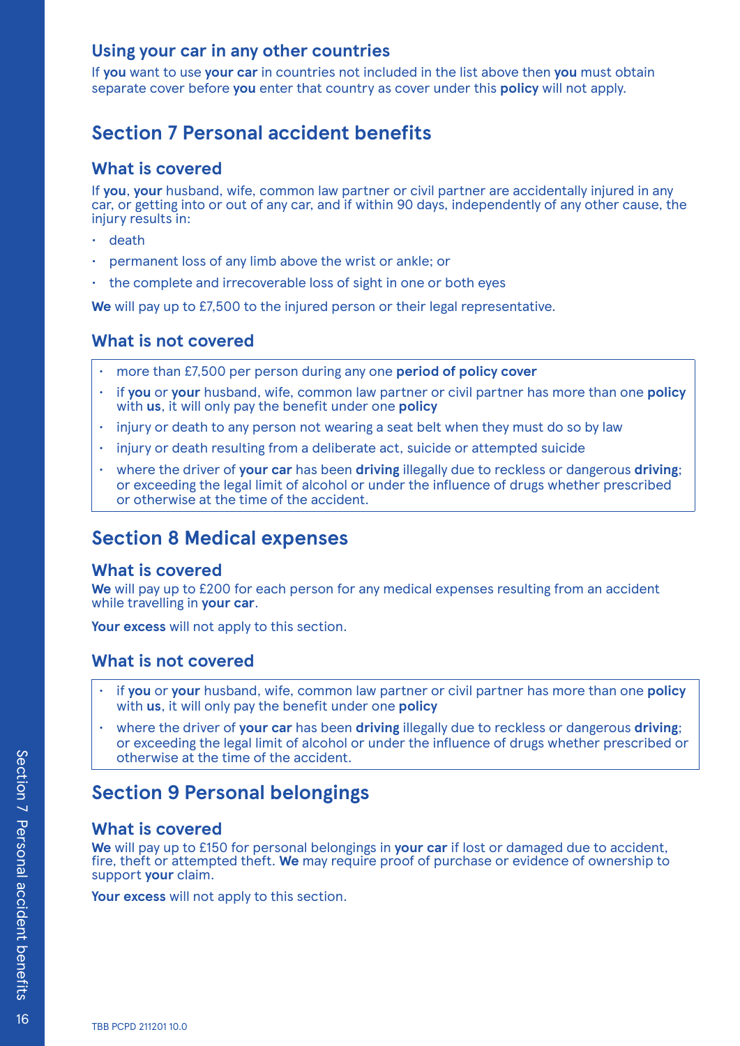### Using your car in any other countries

If **you** want to use **your car** in countries not included in the list above then **you** must obtain separate cover before **you** enter that country as cover under this **policy** will not apply.

## Section 7 Personal accident benefits

### What is covered

If **you**, **your** husband, wife, common law partner or civil partner are accidentally injured in any car, or getting into or out of any car, and if within 90 days, independently of any other cause, the injury results in:

- death
- permanent loss of any limb above the wrist or ankle; or
- the complete and irrecoverable loss of sight in one or both eyes

**We** will pay up to £7,500 to the injured person or their legal representative.

### What is not covered

- more than £7,500 per person during any one **period of policy cover**
- if **you** or **your** husband, wife, common law partner or civil partner has more than one **policy** with **us**, it will only pay the benefit under one **policy**
- injury or death to any person not wearing a seat belt when they must do so by law
- injury or death resulting from a deliberate act, suicide or attempted suicide
- where the driver of **your car** has been **driving** illegally due to reckless or dangerous **driving**; or exceeding the legal limit of alcohol or under the influence of drugs whether prescribed or otherwise at the time of the accident.

## Section 8 Medical expenses

### What is covered

**We** will pay up to £200 for each person for any medical expenses resulting from an accident while travelling in **your car**.

**Your excess** will not apply to this section.

### What is not covered

- if **you** or **your** husband, wife, common law partner or civil partner has more than one **policy** with **us**, it will only pay the benefit under one **policy**
- where the driver of **your car** has been **driving** illegally due to reckless or dangerous **driving**; or exceeding the legal limit of alcohol or under the influence of drugs whether prescribed or otherwise at the time of the accident.

## Section 9 Personal belongings

### What is covered

**We** will pay up to £150 for personal belongings in **your car** if lost or damaged due to accident, fire, theft or attempted theft. **We** may require proof of purchase or evidence of ownership to support **your** claim.

**Your excess** will not apply to this section.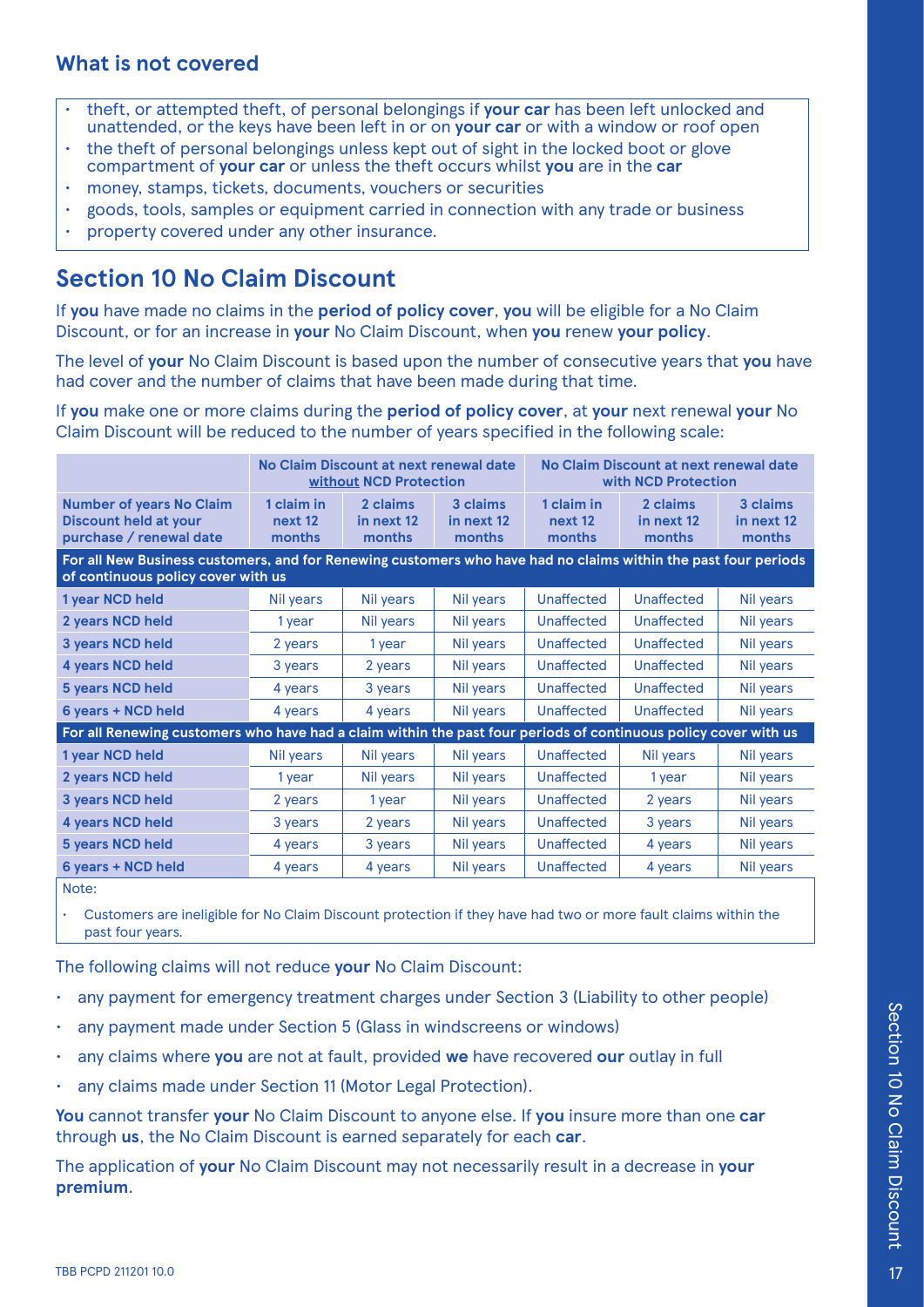## What is not covered

- theft, or attempted theft, of personal belongings if **your car** has been left unlocked and unattended, or the keys have been left in or on **your car** or with a window or roof open
- the theft of personal belongings unless kept out of sight in the locked boot or glove compartment of **your car** or unless the theft occurs whilst **you** are in the **car**
- money, stamps, tickets, documents, vouchers or securities
- goods, tools, samples or equipment carried in connection with any trade or business
- property covered under any other insurance.

# Section 10 No Claim Discount

If **you** have made no claims in the **period of policy cover**, **you** will be eligible for a No Claim Discount, or for an increase in **your** No Claim Discount, when **you** renew **your policy**.

The level of **your** No Claim Discount is based upon the number of consecutive years that **you** have had cover and the number of claims that have been made during that time.

If **you** make one or more claims during the **period of policy cover**, at **your** next renewal **your** No Claim Discount will be reduced to the number of years specified in the following scale:

| | No Claim Discount at next renewal date without NCD Protection | | | No Claim Discount at next renewal date with NCD Protection | | |
|---|---|---|---|---|---|---|
| **Number of years No Claim Discount held at your purchase / renewal date** | **1 claim in next 12 months** | **2 claims in next 12 months** | **3 claims in next 12 months** | **1 claim in next 12 months** | **2 claims in next 12 months** | **3 claims in next 12 months** |
| **For all New Business customers, and for Renewing customers who have had no claims within the past four periods of continuous policy cover with us** | | | | | | |
| **1 year NCD held** | Nil years | Nil years | Nil years | Unaffected | Unaffected | Nil years |
| **2 years NCD held** | 1 year | Nil years | Nil years | Unaffected | Unaffected | Nil years |
| **3 years NCD held** | 2 years | 1 year | Nil years | Unaffected | Unaffected | Nil years |
| **4 years NCD held** | 3 years | 2 years | Nil years | Unaffected | Unaffected | Nil years |
| **5 years NCD held** | 4 years | 3 years | Nil years | Unaffected | Unaffected | Nil years |
| **6 years + NCD held** | 4 years | 4 years | Nil years | Unaffected | Unaffected | Nil years |
| **For all Renewing customers who have had a claim within the past four periods of continuous policy cover with us** | | | | | | |
| **1 year NCD held** | Nil years | Nil years | Nil years | Unaffected | Nil years | Nil years |
| **2 years NCD held** | 1 year | Nil years | Nil years | Unaffected | 1 year | Nil years |
| **3 years NCD held** | 2 years | 1 year | Nil years | Unaffected | 2 years | Nil years |
| **4 years NCD held** | 3 years | 2 years | Nil years | Unaffected | 3 years | Nil years |
| **5 years NCD held** | 4 years | 3 years | Nil years | Unaffected | 4 years | Nil years |
| **6 years + NCD held** | 4 years | 4 years | Nil years | Unaffected | 4 years | Nil years |

Note:

- Customers are ineligible for No Claim Discount protection if they have had two or more fault claims within the past four years.

The following claims will not reduce **your** No Claim Discount:

- any payment for emergency treatment charges under Section 3 (Liability to other people)
- any payment made under Section 5 (Glass in windscreens or windows)
- any claims where **you** are not at fault, provided **we** have recovered **our** outlay in full
- any claims made under Section 11 (Motor Legal Protection).

**You** cannot transfer **your** No Claim Discount to anyone else. If **you** insure more than one **car** through **us**, the No Claim Discount is earned separately for each **car**.

The application of **your** No Claim Discount may not necessarily result in a decrease in **your premium**.

TBB PCPD 211201 10.0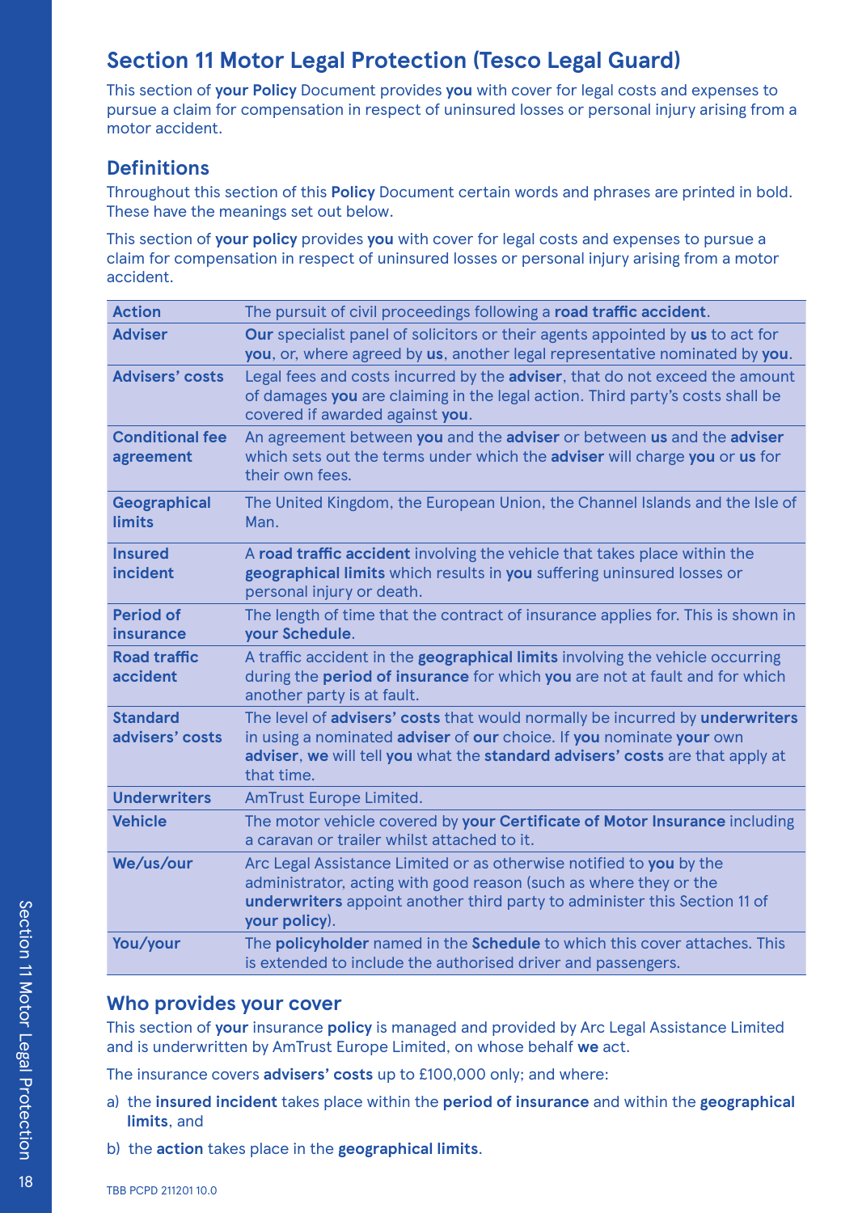# Section 11 Motor Legal Protection (Tesco Legal Guard)

This section of **your Policy** Document provides **you** with cover for legal costs and expenses to pursue a claim for compensation in respect of uninsured losses or personal injury arising from a motor accident.

## Definitions

Throughout this section of this **Policy** Document certain words and phrases are printed in bold. These have the meanings set out below.

This section of **your policy** provides **you** with cover for legal costs and expenses to pursue a claim for compensation in respect of uninsured losses or personal injury arising from a motor accident.

| Term | Meaning |
| --- | --- |
| **Action** | The pursuit of civil proceedings following a **road traffic accident**. |
| **Adviser** | **Our** specialist panel of solicitors or their agents appointed by **us** to act for **you**, or, where agreed by **us**, another legal representative nominated by **you**. |
| **Advisers' costs** | Legal fees and costs incurred by the **adviser**, that do not exceed the amount of damages **you** are claiming in the legal action. Third party's costs shall be covered if awarded against **you**. |
| **Conditional fee agreement** | An agreement between **you** and the **adviser** or between **us** and the **adviser** which sets out the terms under which the **adviser** will charge **you** or **us** for their own fees. |
| **Geographical limits** | The United Kingdom, the European Union, the Channel Islands and the Isle of Man. |
| **Insured incident** | A **road traffic accident** involving the vehicle that takes place within the **geographical limits** which results in **you** suffering uninsured losses or personal injury or death. |
| **Period of insurance** | The length of time that the contract of insurance applies for. This is shown in **your Schedule**. |
| **Road traffic accident** | A traffic accident in the **geographical limits** involving the vehicle occurring during the **period of insurance** for which **you** are not at fault and for which another party is at fault. |
| **Standard advisers' costs** | The level of **advisers' costs** that would normally be incurred by **underwriters** in using a nominated **adviser** of **our** choice. If **you** nominate **your** own **adviser**, **we** will tell **you** what the **standard advisers' costs** are that apply at that time. |
| **Underwriters** | AmTrust Europe Limited. |
| **Vehicle** | The motor vehicle covered by **your Certificate of Motor Insurance** including a caravan or trailer whilst attached to it. |
| **We/us/our** | Arc Legal Assistance Limited or as otherwise notified to **you** by the administrator, acting with good reason (such as where they or the **underwriters** appoint another third party to administer this Section 11 of **your policy**). |
| **You/your** | The **policyholder** named in the **Schedule** to which this cover attaches. This is extended to include the authorised driver and passengers. |

## Who provides your cover

This section of **your** insurance **policy** is managed and provided by Arc Legal Assistance Limited and is underwritten by AmTrust Europe Limited, on whose behalf **we** act.

The insurance covers **advisers' costs** up to £100,000 only; and where:

a) the **insured incident** takes place within the **period of insurance** and within the **geographical limits**, and

b) the **action** takes place in the **geographical limits**.

TBB PCPD 211201 10.0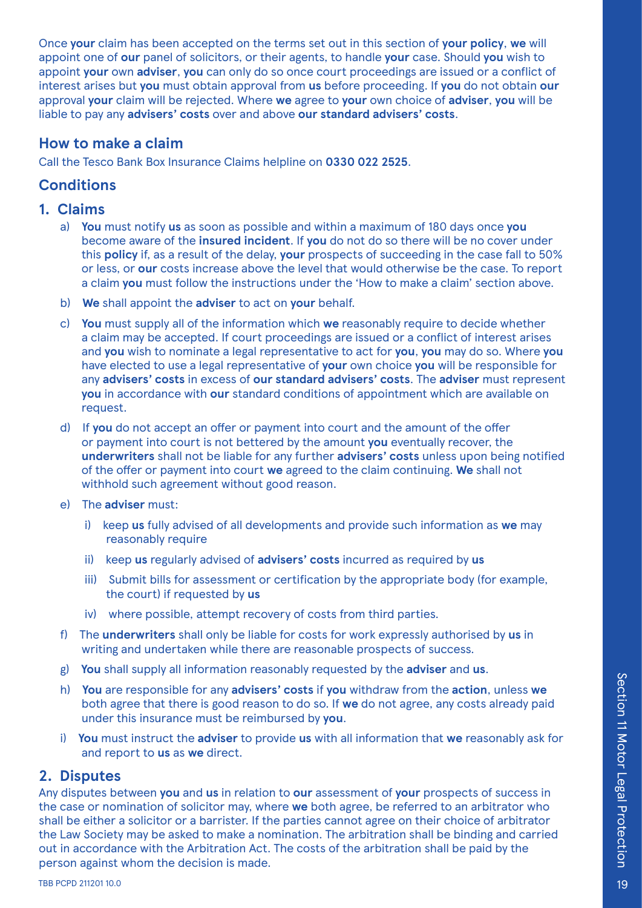Once **your** claim has been accepted on the terms set out in this section of **your policy**, **we** will appoint one of **our** panel of solicitors, or their agents, to handle **your** case. Should **you** wish to appoint **your** own **adviser**, **you** can only do so once court proceedings are issued or a conflict of interest arises but **you** must obtain approval from **us** before proceeding. If **you** do not obtain **our** approval **your** claim will be rejected. Where **we** agree to **your** own choice of **adviser**, **you** will be liable to pay any **advisers' costs** over and above **our standard advisers' costs**.

## How to make a claim

Call the Tesco Bank Box Insurance Claims helpline on **0330 022 2525**.

## Conditions

### 1. Claims

a) **You** must notify **us** as soon as possible and within a maximum of 180 days once **you** become aware of the **insured incident**. If **you** do not do so there will be no cover under this **policy** if, as a result of the delay, **your** prospects of succeeding in the case fall to 50% or less, or **our** costs increase above the level that would otherwise be the case. To report a claim **you** must follow the instructions under the 'How to make a claim' section above.

b) **We** shall appoint the **adviser** to act on **your** behalf.

c) **You** must supply all of the information which **we** reasonably require to decide whether a claim may be accepted. If court proceedings are issued or a conflict of interest arises and **you** wish to nominate a legal representative to act for **you**, **you** may do so. Where **you** have elected to use a legal representative of **your** own choice **you** will be responsible for any **advisers' costs** in excess of **our standard advisers' costs**. The **adviser** must represent **you** in accordance with **our** standard conditions of appointment which are available on request.

d) If **you** do not accept an offer or payment into court and the amount of the offer or payment into court is not bettered by the amount **you** eventually recover, the **underwriters** shall not be liable for any further **advisers' costs** unless upon being notified of the offer or payment into court **we** agreed to the claim continuing. **We** shall not withhold such agreement without good reason.

e) The **adviser** must:

   i) keep **us** fully advised of all developments and provide such information as **we** may reasonably require

   ii) keep **us** regularly advised of **advisers' costs** incurred as required by **us**

   iii) Submit bills for assessment or certification by the appropriate body (for example, the court) if requested by **us**

   iv) where possible, attempt recovery of costs from third parties.

f) The **underwriters** shall only be liable for costs for work expressly authorised by **us** in writing and undertaken while there are reasonable prospects of success.

g) **You** shall supply all information reasonably requested by the **adviser** and **us**.

h) **You** are responsible for any **advisers' costs** if **you** withdraw from the **action**, unless **we** both agree that there is good reason to do so. If **we** do not agree, any costs already paid under this insurance must be reimbursed by **you**.

i) **You** must instruct the **adviser** to provide **us** with all information that **we** reasonably ask for and report to **us** as **we** direct.

### 2. Disputes

Any disputes between **you** and **us** in relation to **our** assessment of **your** prospects of success in the case or nomination of solicitor may, where **we** both agree, be referred to an arbitrator who shall be either a solicitor or a barrister. If the parties cannot agree on their choice of arbitrator the Law Society may be asked to make a nomination. The arbitration shall be binding and carried out in accordance with the Arbitration Act. The costs of the arbitration shall be paid by the person against whom the decision is made.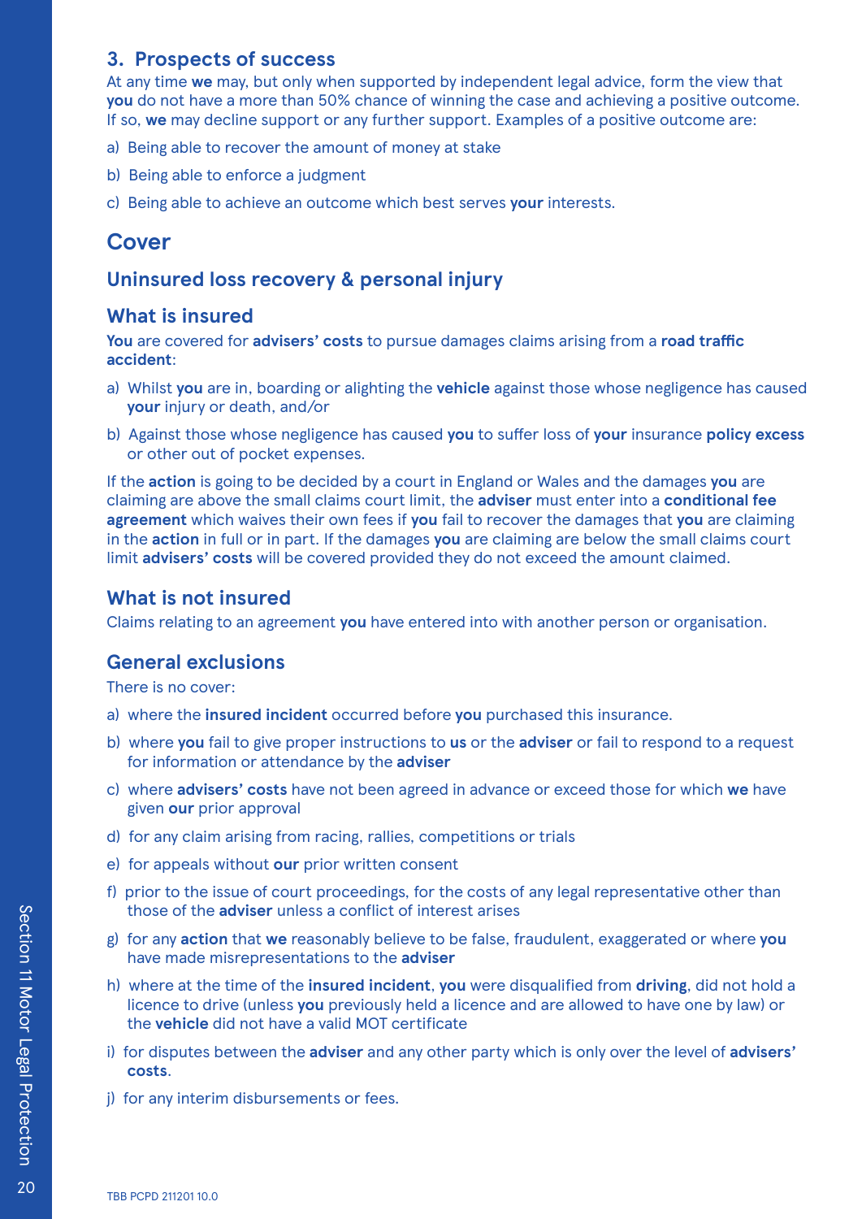## 3. Prospects of success

At any time **we** may, but only when supported by independent legal advice, form the view that **you** do not have a more than 50% chance of winning the case and achieving a positive outcome. If so, **we** may decline support or any further support. Examples of a positive outcome are:

a) Being able to recover the amount of money at stake

b) Being able to enforce a judgment

c) Being able to achieve an outcome which best serves **your** interests.

# Cover

## Uninsured loss recovery & personal injury

### What is insured

**You** are covered for **advisers' costs** to pursue damages claims arising from a **road traffic accident**:

a) Whilst **you** are in, boarding or alighting the **vehicle** against those whose negligence has caused **your** injury or death, and/or

b) Against those whose negligence has caused **you** to suffer loss of **your** insurance **policy excess** or other out of pocket expenses.

If the **action** is going to be decided by a court in England or Wales and the damages **you** are claiming are above the small claims court limit, the **adviser** must enter into a **conditional fee agreement** which waives their own fees if **you** fail to recover the damages that **you** are claiming in the **action** in full or in part. If the damages **you** are claiming are below the small claims court limit **advisers' costs** will be covered provided they do not exceed the amount claimed.

### What is not insured

Claims relating to an agreement **you** have entered into with another person or organisation.

### General exclusions

There is no cover:

a) where the **insured incident** occurred before **you** purchased this insurance.

b) where **you** fail to give proper instructions to **us** or the **adviser** or fail to respond to a request for information or attendance by the **adviser**

c) where **advisers' costs** have not been agreed in advance or exceed those for which **we** have given **our** prior approval

d) for any claim arising from racing, rallies, competitions or trials

e) for appeals without **our** prior written consent

f) prior to the issue of court proceedings, for the costs of any legal representative other than those of the **adviser** unless a conflict of interest arises

g) for any **action** that **we** reasonably believe to be false, fraudulent, exaggerated or where **you** have made misrepresentations to the **adviser**

h) where at the time of the **insured incident**, **you** were disqualified from **driving**, did not hold a licence to drive (unless **you** previously held a licence and are allowed to have one by law) or the **vehicle** did not have a valid MOT certificate

i) for disputes between the **adviser** and any other party which is only over the level of **advisers' costs**.

j) for any interim disbursements or fees.

TBB PCPD 211201 10.0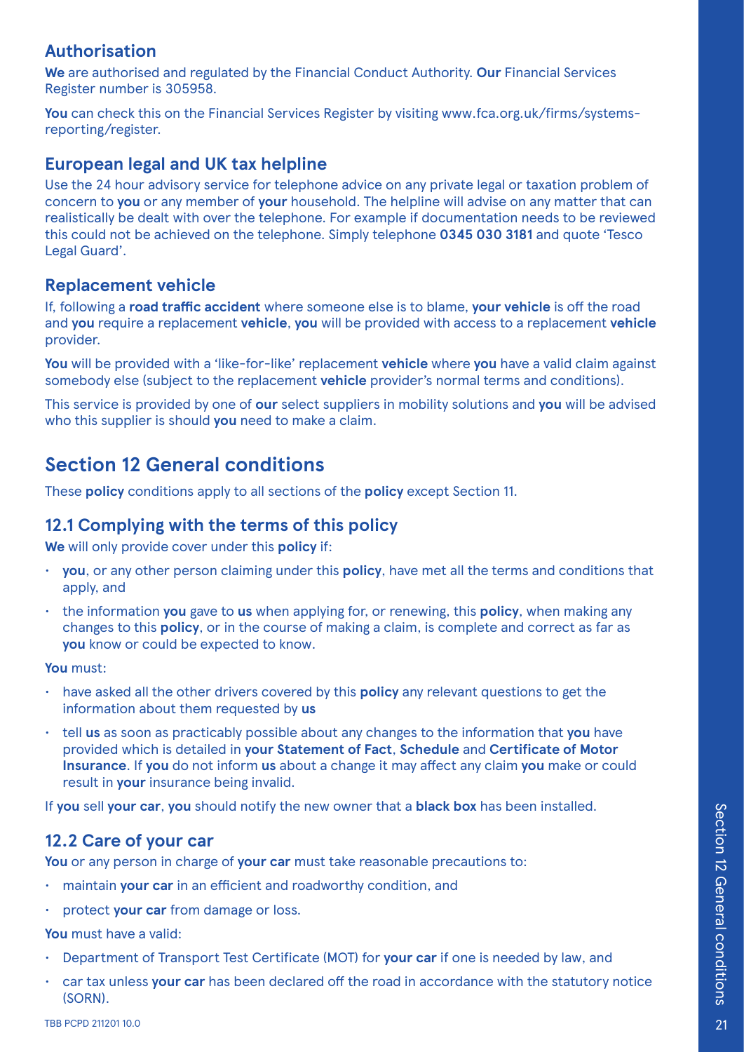### Authorisation

**We** are authorised and regulated by the Financial Conduct Authority. **Our** Financial Services Register number is 305958.

**You** can check this on the Financial Services Register by visiting www.fca.org.uk/firms/systems-reporting/register.

### European legal and UK tax helpline

Use the 24 hour advisory service for telephone advice on any private legal or taxation problem of concern to **you** or any member of **your** household. The helpline will advise on any matter that can realistically be dealt with over the telephone. For example if documentation needs to be reviewed this could not be achieved on the telephone. Simply telephone **0345 030 3181** and quote 'Tesco Legal Guard'.

### Replacement vehicle

If, following a **road traffic accident** where someone else is to blame, **your vehicle** is off the road and **you** require a replacement **vehicle**, **you** will be provided with access to a replacement **vehicle** provider.

**You** will be provided with a 'like-for-like' replacement **vehicle** where **you** have a valid claim against somebody else (subject to the replacement **vehicle** provider's normal terms and conditions).

This service is provided by one of **our** select suppliers in mobility solutions and **you** will be advised who this supplier is should **you** need to make a claim.

## Section 12 General conditions

These **policy** conditions apply to all sections of the **policy** except Section 11.

### 12.1 Complying with the terms of this policy

**We** will only provide cover under this **policy** if:

- **you**, or any other person claiming under this **policy**, have met all the terms and conditions that apply, and
- the information **you** gave to **us** when applying for, or renewing, this **policy**, when making any changes to this **policy**, or in the course of making a claim, is complete and correct as far as **you** know or could be expected to know.

**You** must:

- have asked all the other drivers covered by this **policy** any relevant questions to get the information about them requested by **us**
- tell **us** as soon as practicably possible about any changes to the information that **you** have provided which is detailed in **your Statement of Fact**, **Schedule** and **Certificate of Motor Insurance**. If **you** do not inform **us** about a change it may affect any claim **you** make or could result in **your** insurance being invalid.

If **you** sell **your car**, **you** should notify the new owner that a **black box** has been installed.

### 12.2 Care of your car

**You** or any person in charge of **your car** must take reasonable precautions to:

- maintain **your car** in an efficient and roadworthy condition, and
- protect **your car** from damage or loss.

**You** must have a valid:

- Department of Transport Test Certificate (MOT) for **your car** if one is needed by law, and
- car tax unless **your car** has been declared off the road in accordance with the statutory notice (SORN).

TBB PCPD 211201 10.0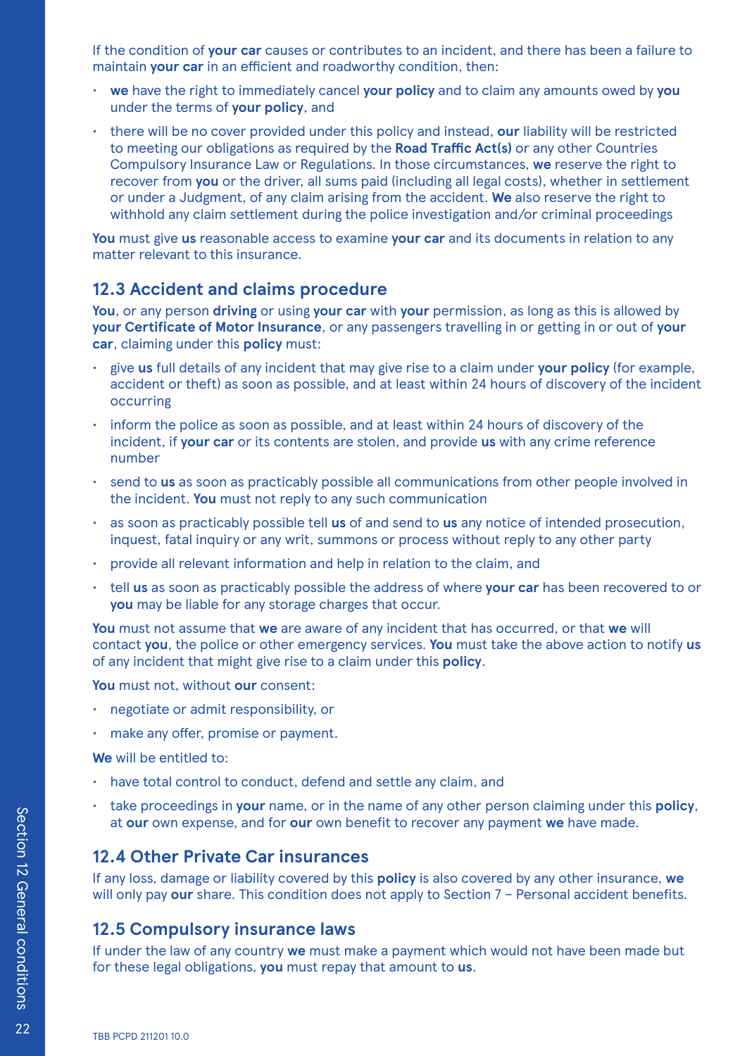If the condition of **your car** causes or contributes to an incident, and there has been a failure to maintain **your car** in an efficient and roadworthy condition, then:

- **we** have the right to immediately cancel **your policy** and to claim any amounts owed by **you** under the terms of **your policy**, and
- there will be no cover provided under this policy and instead, **our** liability will be restricted to meeting our obligations as required by the **Road Traffic Act(s)** or any other Countries Compulsory Insurance Law or Regulations. In those circumstances, **we** reserve the right to recover from **you** or the driver, all sums paid (including all legal costs), whether in settlement or under a Judgment, of any claim arising from the accident. **We** also reserve the right to withhold any claim settlement during the police investigation and/or criminal proceedings

**You** must give **us** reasonable access to examine **your car** and its documents in relation to any matter relevant to this insurance.

## 12.3 Accident and claims procedure

**You**, or any person **driving** or using **your car** with **your** permission, as long as this is allowed by **your Certificate of Motor Insurance**, or any passengers travelling in or getting in or out of **your car**, claiming under this **policy** must:

- give **us** full details of any incident that may give rise to a claim under **your policy** (for example, accident or theft) as soon as possible, and at least within 24 hours of discovery of the incident occurring
- inform the police as soon as possible, and at least within 24 hours of discovery of the incident, if **your car** or its contents are stolen, and provide **us** with any crime reference number
- send to **us** as soon as practicably possible all communications from other people involved in the incident. **You** must not reply to any such communication
- as soon as practicably possible tell **us** of and send to **us** any notice of intended prosecution, inquest, fatal inquiry or any writ, summons or process without reply to any other party
- provide all relevant information and help in relation to the claim, and
- tell **us** as soon as practicably possible the address of where **your car** has been recovered to or **you** may be liable for any storage charges that occur.

**You** must not assume that **we** are aware of any incident that has occurred, or that **we** will contact **you**, the police or other emergency services. **You** must take the above action to notify **us** of any incident that might give rise to a claim under this **policy**.

**You** must not, without **our** consent:

- negotiate or admit responsibility, or
- make any offer, promise or payment.

**We** will be entitled to:

- have total control to conduct, defend and settle any claim, and
- take proceedings in **your** name, or in the name of any other person claiming under this **policy**, at **our** own expense, and for **our** own benefit to recover any payment **we** have made.

## 12.4 Other Private Car insurances

If any loss, damage or liability covered by this **policy** is also covered by any other insurance, **we** will only pay **our** share. This condition does not apply to Section 7 – Personal accident benefits.

## 12.5 Compulsory insurance laws

If under the law of any country **we** must make a payment which would not have been made but for these legal obligations, **you** must repay that amount to **us**.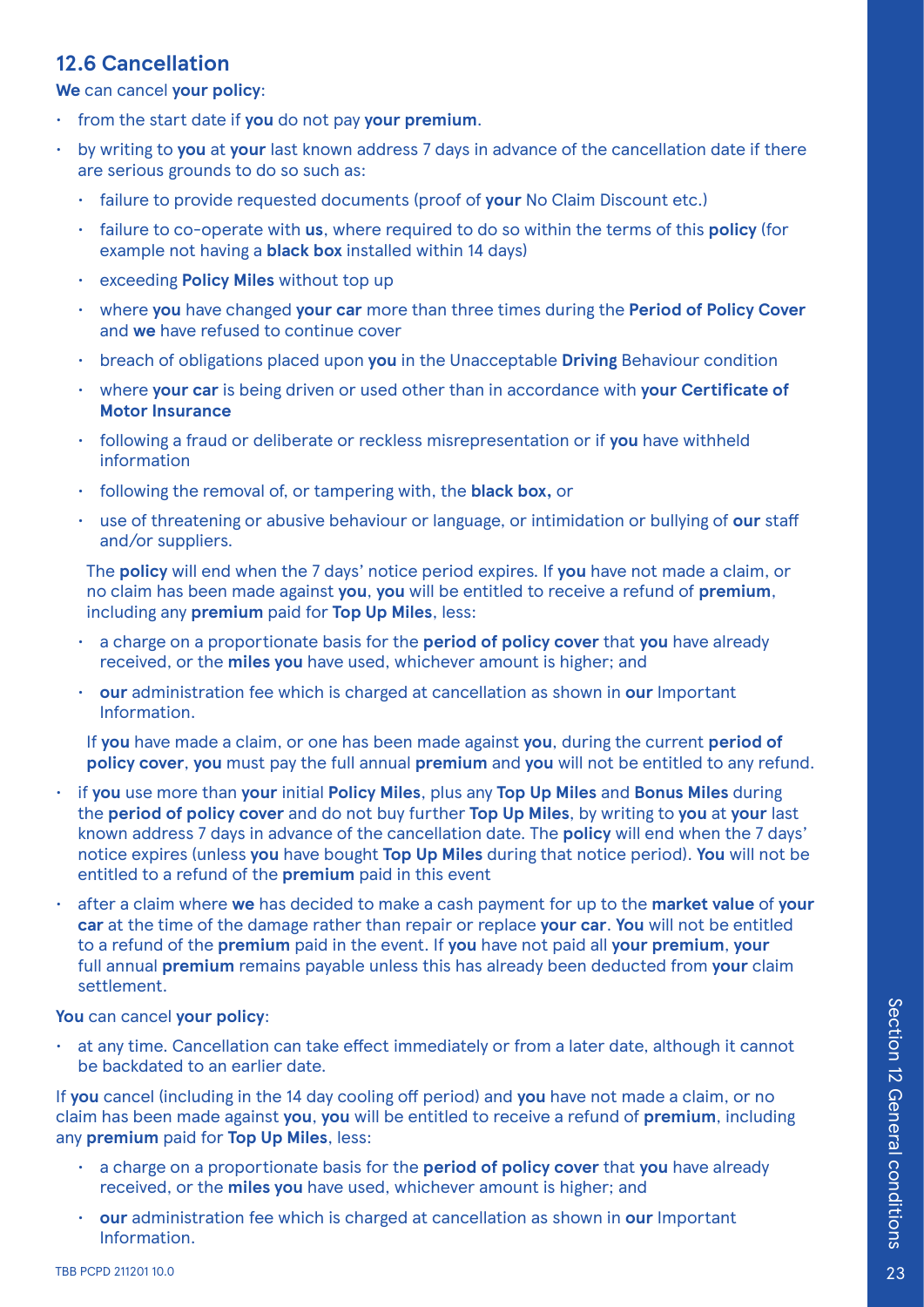## 12.6 Cancellation

**We** can cancel **your policy**:

- from the start date if **you** do not pay **your premium**.
- by writing to **you** at **your** last known address 7 days in advance of the cancellation date if there are serious grounds to do so such as:
  - failure to provide requested documents (proof of **your** No Claim Discount etc.)
  - failure to co-operate with **us**, where required to do so within the terms of this **policy** (for example not having a **black box** installed within 14 days)
  - exceeding **Policy Miles** without top up
  - where **you** have changed **your car** more than three times during the **Period of Policy Cover** and **we** have refused to continue cover
  - breach of obligations placed upon **you** in the Unacceptable **Driving** Behaviour condition
  - where **your car** is being driven or used other than in accordance with **your Certificate of Motor Insurance**
  - following a fraud or deliberate or reckless misrepresentation or if **you** have withheld information
  - following the removal of, or tampering with, the **black box,** or
  - use of threatening or abusive behaviour or language, or intimidation or bullying of **our** staff and/or suppliers.

  The **policy** will end when the 7 days' notice period expires. If **you** have not made a claim, or no claim has been made against **you**, **you** will be entitled to receive a refund of **premium**, including any **premium** paid for **Top Up Miles**, less:

  - a charge on a proportionate basis for the **period of policy cover** that **you** have already received, or the **miles you** have used, whichever amount is higher; and
  - **our** administration fee which is charged at cancellation as shown in **our** Important Information.

  If **you** have made a claim, or one has been made against **you**, during the current **period of policy cover**, **you** must pay the full annual **premium** and **you** will not be entitled to any refund.

- if **you** use more than **your** initial **Policy Miles**, plus any **Top Up Miles** and **Bonus Miles** during the **period of policy cover** and do not buy further **Top Up Miles**, by writing to **you** at **your** last known address 7 days in advance of the cancellation date. The **policy** will end when the 7 days' notice expires (unless **you** have bought **Top Up Miles** during that notice period). **You** will not be entitled to a refund of the **premium** paid in this event
- after a claim where **we** has decided to make a cash payment for up to the **market value** of **your car** at the time of the damage rather than repair or replace **your car**. **You** will not be entitled to a refund of the **premium** paid in the event. If **you** have not paid all **your premium**, **your** full annual **premium** remains payable unless this has already been deducted from **your** claim settlement.

**You** can cancel **your policy**:

- at any time. Cancellation can take effect immediately or from a later date, although it cannot be backdated to an earlier date.

If **you** cancel (including in the 14 day cooling off period) and **you** have not made a claim, or no claim has been made against **you**, **you** will be entitled to receive a refund of **premium**, including any **premium** paid for **Top Up Miles**, less:

- a charge on a proportionate basis for the **period of policy cover** that **you** have already received, or the **miles you** have used, whichever amount is higher; and
- **our** administration fee which is charged at cancellation as shown in **our** Important Information.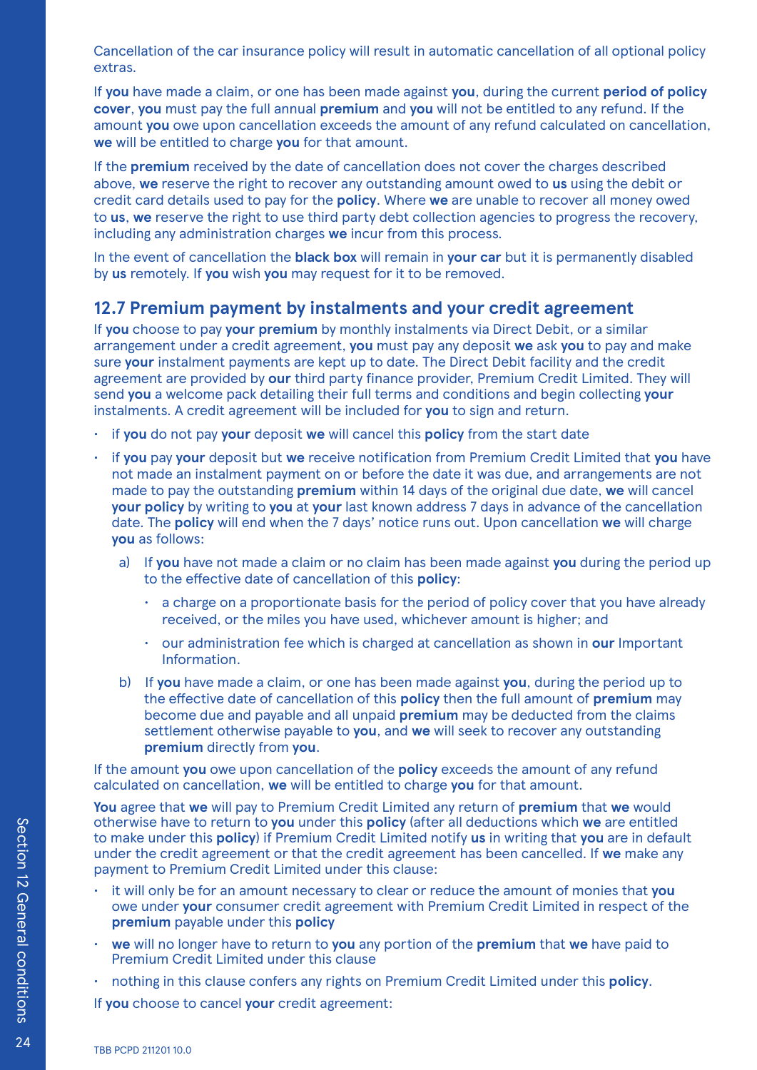Cancellation of the car insurance policy will result in automatic cancellation of all optional policy extras.

If **you** have made a claim, or one has been made against **you**, during the current **period of policy cover**, **you** must pay the full annual **premium** and **you** will not be entitled to any refund. If the amount **you** owe upon cancellation exceeds the amount of any refund calculated on cancellation, **we** will be entitled to charge **you** for that amount.

If the **premium** received by the date of cancellation does not cover the charges described above, **we** reserve the right to recover any outstanding amount owed to **us** using the debit or credit card details used to pay for the **policy**. Where **we** are unable to recover all money owed to **us**, **we** reserve the right to use third party debt collection agencies to progress the recovery, including any administration charges **we** incur from this process.

In the event of cancellation the **black box** will remain in **your car** but it is permanently disabled by **us** remotely. If **you** wish **you** may request for it to be removed.

## 12.7 Premium payment by instalments and your credit agreement

If **you** choose to pay **your premium** by monthly instalments via Direct Debit, or a similar arrangement under a credit agreement, **you** must pay any deposit **we** ask **you** to pay and make sure **your** instalment payments are kept up to date. The Direct Debit facility and the credit agreement are provided by **our** third party finance provider, Premium Credit Limited. They will send **you** a welcome pack detailing their full terms and conditions and begin collecting **your** instalments. A credit agreement will be included for **you** to sign and return.

- if **you** do not pay **your** deposit **we** will cancel this **policy** from the start date
- if **you** pay **your** deposit but **we** receive notification from Premium Credit Limited that **you** have not made an instalment payment on or before the date it was due, and arrangements are not made to pay the outstanding **premium** within 14 days of the original due date, **we** will cancel **your policy** by writing to **you** at **your** last known address 7 days in advance of the cancellation date. The **policy** will end when the 7 days' notice runs out. Upon cancellation **we** will charge **you** as follows:
  a) If **you** have not made a claim or no claim has been made against **you** during the period up to the effective date of cancellation of this **policy**:
     - a charge on a proportionate basis for the period of policy cover that you have already received, or the miles you have used, whichever amount is higher; and
     - our administration fee which is charged at cancellation as shown in **our** Important Information.
  
  b) If **you** have made a claim, or one has been made against **you**, during the period up to the effective date of cancellation of this **policy** then the full amount of **premium** may become due and payable and all unpaid **premium** may be deducted from the claims settlement otherwise payable to **you**, and **we** will seek to recover any outstanding **premium** directly from **you**.

If the amount **you** owe upon cancellation of the **policy** exceeds the amount of any refund calculated on cancellation, **we** will be entitled to charge **you** for that amount.

**You** agree that **we** will pay to Premium Credit Limited any return of **premium** that **we** would otherwise have to return to **you** under this **policy** (after all deductions which **we** are entitled to make under this **policy**) if Premium Credit Limited notify **us** in writing that **you** are in default under the credit agreement or that the credit agreement has been cancelled. If **we** make any payment to Premium Credit Limited under this clause:

- it will only be for an amount necessary to clear or reduce the amount of monies that **you** owe under **your** consumer credit agreement with Premium Credit Limited in respect of the **premium** payable under this **policy**
- **we** will no longer have to return to **you** any portion of the **premium** that **we** have paid to Premium Credit Limited under this clause
- nothing in this clause confers any rights on Premium Credit Limited under this **policy**.

If **you** choose to cancel **your** credit agreement: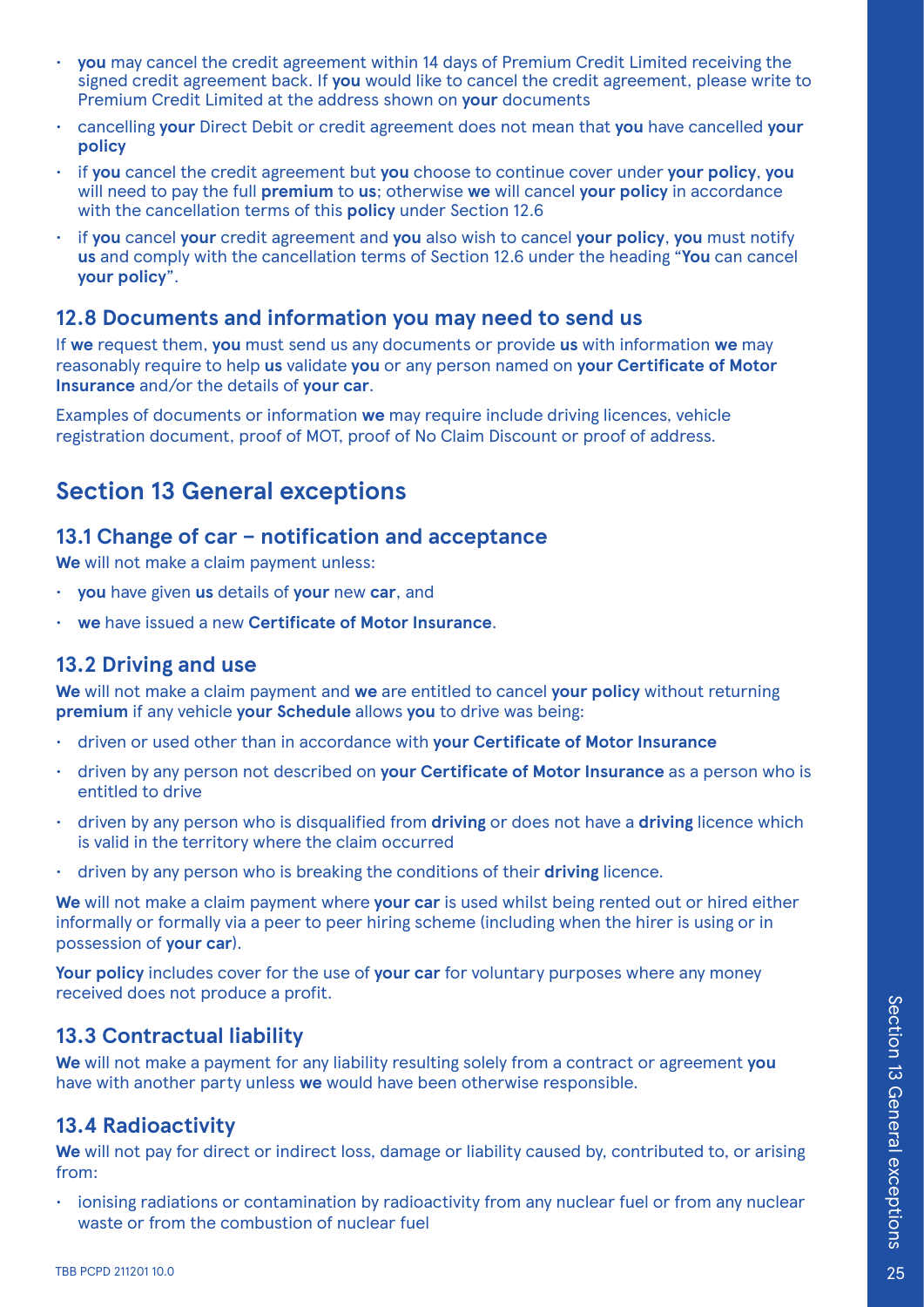- **you** may cancel the credit agreement within 14 days of Premium Credit Limited receiving the signed credit agreement back. If **you** would like to cancel the credit agreement, please write to Premium Credit Limited at the address shown on **your** documents
- cancelling **your** Direct Debit or credit agreement does not mean that **you** have cancelled **your policy**
- if **you** cancel the credit agreement but **you** choose to continue cover under **your policy**, **you** will need to pay the full **premium** to **us**; otherwise **we** will cancel **your policy** in accordance with the cancellation terms of this **policy** under Section 12.6
- if **you** cancel **your** credit agreement and **you** also wish to cancel **your policy**, **you** must notify **us** and comply with the cancellation terms of Section 12.6 under the heading "**You** can cancel **your policy**".

### 12.8 Documents and information you may need to send us

If **we** request them, **you** must send us any documents or provide **us** with information **we** may reasonably require to help **us** validate **you** or any person named on **your Certificate of Motor Insurance** and/or the details of **your car**.

Examples of documents or information **we** may require include driving licences, vehicle registration document, proof of MOT, proof of No Claim Discount or proof of address.

## Section 13 General exceptions

### 13.1 Change of car – notification and acceptance

**We** will not make a claim payment unless:

- **you** have given **us** details of **your** new **car**, and
- **we** have issued a new **Certificate of Motor Insurance**.

### 13.2 Driving and use

**We** will not make a claim payment and **we** are entitled to cancel **your policy** without returning **premium** if any vehicle **your Schedule** allows **you** to drive was being:

- driven or used other than in accordance with **your Certificate of Motor Insurance**
- driven by any person not described on **your Certificate of Motor Insurance** as a person who is entitled to drive
- driven by any person who is disqualified from **driving** or does not have a **driving** licence which is valid in the territory where the claim occurred
- driven by any person who is breaking the conditions of their **driving** licence.

**We** will not make a claim payment where **your car** is used whilst being rented out or hired either informally or formally via a peer to peer hiring scheme (including when the hirer is using or in possession of **your car**).

**Your policy** includes cover for the use of **your car** for voluntary purposes where any money received does not produce a profit.

### 13.3 Contractual liability

**We** will not make a payment for any liability resulting solely from a contract or agreement **you** have with another party unless **we** would have been otherwise responsible.

### 13.4 Radioactivity

**We** will not pay for direct or indirect loss, damage or liability caused by, contributed to, or arising from:

- ionising radiations or contamination by radioactivity from any nuclear fuel or from any nuclear waste or from the combustion of nuclear fuel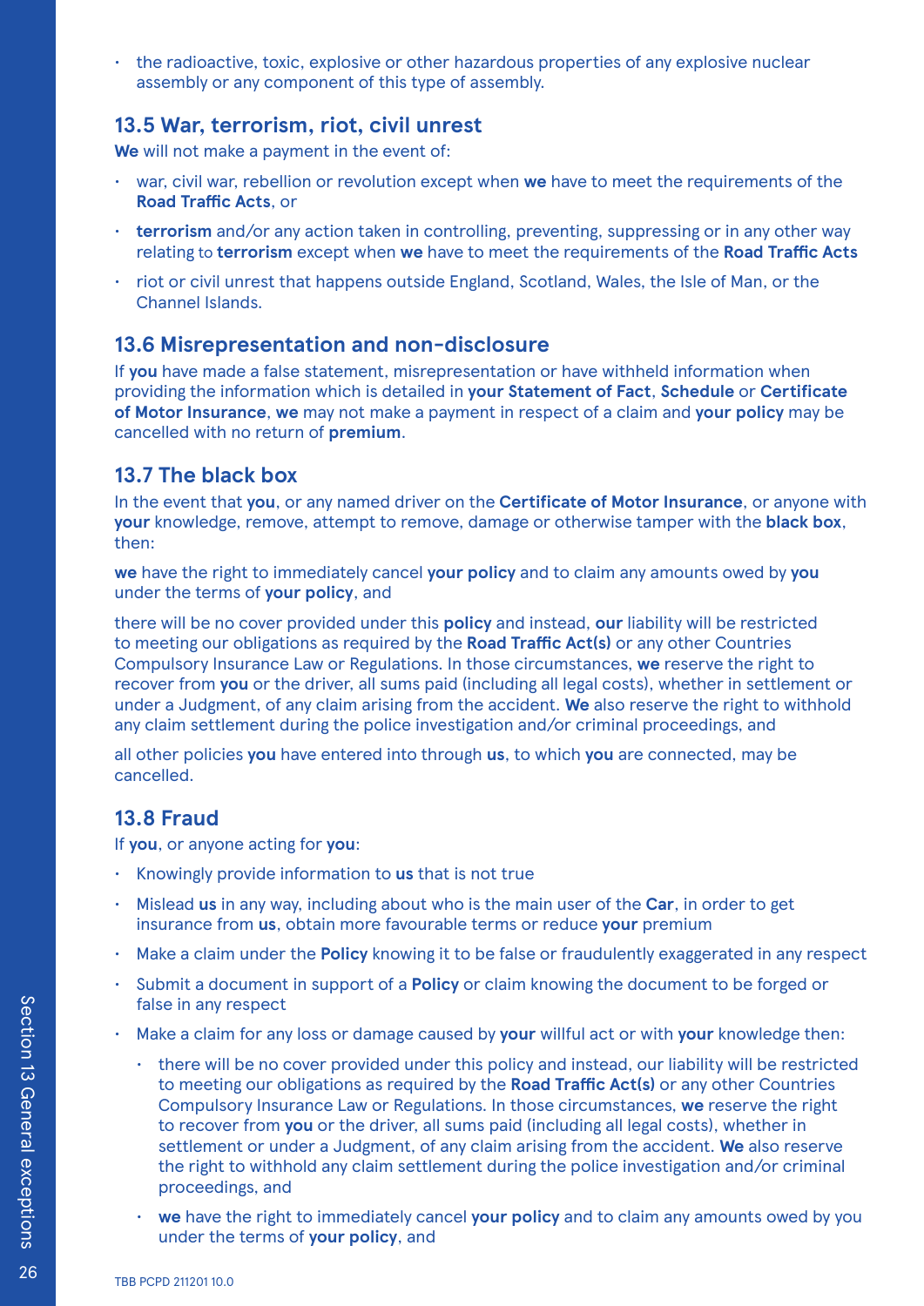- the radioactive, toxic, explosive or other hazardous properties of any explosive nuclear assembly or any component of this type of assembly.

## 13.5 War, terrorism, riot, civil unrest

**We** will not make a payment in the event of:

- war, civil war, rebellion or revolution except when **we** have to meet the requirements of the **Road Traffic Acts**, or
- **terrorism** and/or any action taken in controlling, preventing, suppressing or in any other way relating to **terrorism** except when **we** have to meet the requirements of the **Road Traffic Acts**
- riot or civil unrest that happens outside England, Scotland, Wales, the Isle of Man, or the Channel Islands.

## 13.6 Misrepresentation and non-disclosure

If **you** have made a false statement, misrepresentation or have withheld information when providing the information which is detailed in **your Statement of Fact**, **Schedule** or **Certificate of Motor Insurance**, **we** may not make a payment in respect of a claim and **your policy** may be cancelled with no return of **premium**.

## 13.7 The black box

In the event that **you**, or any named driver on the **Certificate of Motor Insurance**, or anyone with **your** knowledge, remove, attempt to remove, damage or otherwise tamper with the **black box**, then:

**we** have the right to immediately cancel **your policy** and to claim any amounts owed by **you** under the terms of **your policy**, and

there will be no cover provided under this **policy** and instead, **our** liability will be restricted to meeting our obligations as required by the **Road Traffic Act(s)** or any other Countries Compulsory Insurance Law or Regulations. In those circumstances, **we** reserve the right to recover from **you** or the driver, all sums paid (including all legal costs), whether in settlement or under a Judgment, of any claim arising from the accident. **We** also reserve the right to withhold any claim settlement during the police investigation and/or criminal proceedings, and

all other policies **you** have entered into through **us**, to which **you** are connected, may be cancelled.

## 13.8 Fraud

If **you**, or anyone acting for **you**:

- Knowingly provide information to **us** that is not true
- Mislead **us** in any way, including about who is the main user of the **Car**, in order to get insurance from **us**, obtain more favourable terms or reduce **your** premium
- Make a claim under the **Policy** knowing it to be false or fraudulently exaggerated in any respect
- Submit a document in support of a **Policy** or claim knowing the document to be forged or false in any respect
- Make a claim for any loss or damage caused by **your** willful act or with **your** knowledge then:
  - there will be no cover provided under this policy and instead, our liability will be restricted to meeting our obligations as required by the **Road Traffic Act(s)** or any other Countries Compulsory Insurance Law or Regulations. In those circumstances, **we** reserve the right to recover from **you** or the driver, all sums paid (including all legal costs), whether in settlement or under a Judgment, of any claim arising from the accident. **We** also reserve the right to withhold any claim settlement during the police investigation and/or criminal proceedings, and
  - **we** have the right to immediately cancel **your policy** and to claim any amounts owed by you under the terms of **your policy**, and

TBB PCPD 211201 10.0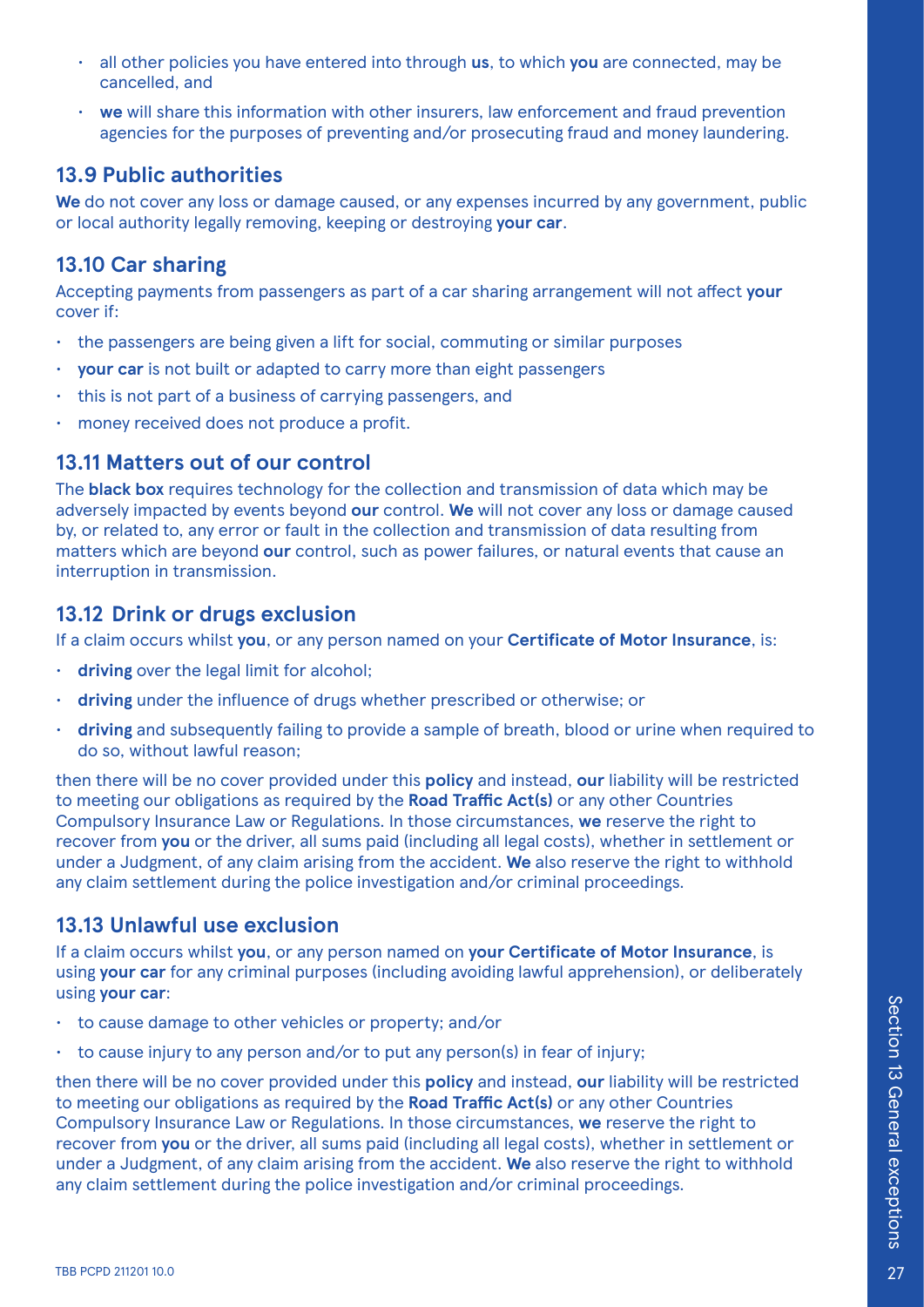- all other policies you have entered into through **us**, to which **you** are connected, may be cancelled, and
- **we** will share this information with other insurers, law enforcement and fraud prevention agencies for the purposes of preventing and/or prosecuting fraud and money laundering.

## 13.9 Public authorities

**We** do not cover any loss or damage caused, or any expenses incurred by any government, public or local authority legally removing, keeping or destroying **your car**.

## 13.10 Car sharing

Accepting payments from passengers as part of a car sharing arrangement will not affect **your** cover if:

- the passengers are being given a lift for social, commuting or similar purposes
- **your car** is not built or adapted to carry more than eight passengers
- this is not part of a business of carrying passengers, and
- money received does not produce a profit.

## 13.11 Matters out of our control

The **black box** requires technology for the collection and transmission of data which may be adversely impacted by events beyond **our** control. **We** will not cover any loss or damage caused by, or related to, any error or fault in the collection and transmission of data resulting from matters which are beyond **our** control, such as power failures, or natural events that cause an interruption in transmission.

## 13.12 Drink or drugs exclusion

If a claim occurs whilst **you**, or any person named on your **Certificate of Motor Insurance**, is:

- **driving** over the legal limit for alcohol;
- **driving** under the influence of drugs whether prescribed or otherwise; or
- **driving** and subsequently failing to provide a sample of breath, blood or urine when required to do so, without lawful reason;

then there will be no cover provided under this **policy** and instead, **our** liability will be restricted to meeting our obligations as required by the **Road Traffic Act(s)** or any other Countries Compulsory Insurance Law or Regulations. In those circumstances, **we** reserve the right to recover from **you** or the driver, all sums paid (including all legal costs), whether in settlement or under a Judgment, of any claim arising from the accident. **We** also reserve the right to withhold any claim settlement during the police investigation and/or criminal proceedings.

## 13.13 Unlawful use exclusion

If a claim occurs whilst **you**, or any person named on **your Certificate of Motor Insurance**, is using **your car** for any criminal purposes (including avoiding lawful apprehension), or deliberately using **your car**:

- to cause damage to other vehicles or property; and/or
- to cause injury to any person and/or to put any person(s) in fear of injury;

then there will be no cover provided under this **policy** and instead, **our** liability will be restricted to meeting our obligations as required by the **Road Traffic Act(s)** or any other Countries Compulsory Insurance Law or Regulations. In those circumstances, **we** reserve the right to recover from **you** or the driver, all sums paid (including all legal costs), whether in settlement or under a Judgment, of any claim arising from the accident. **We** also reserve the right to withhold any claim settlement during the police investigation and/or criminal proceedings.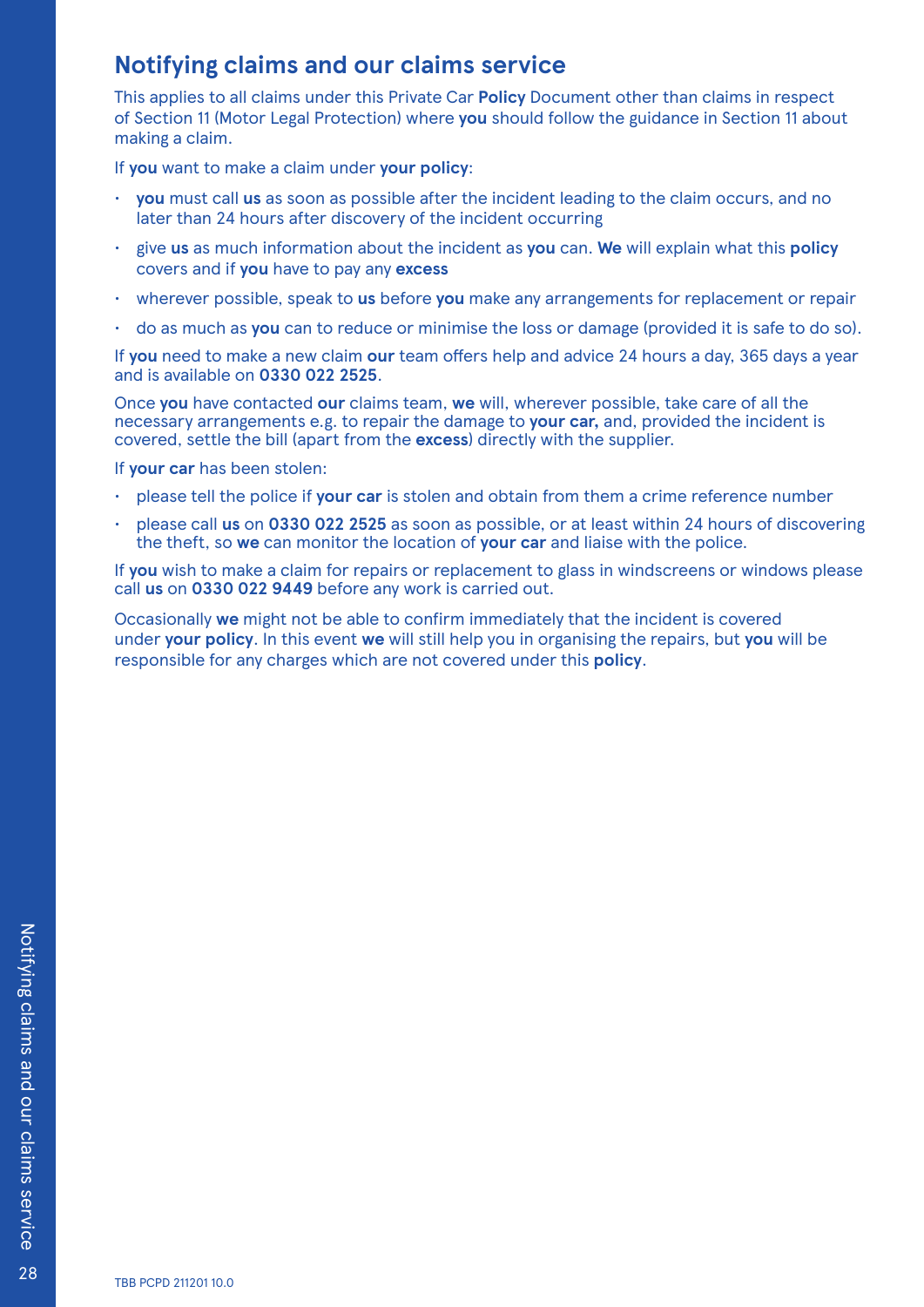# Notifying claims and our claims service

This applies to all claims under this Private Car **Policy** Document other than claims in respect of Section 11 (Motor Legal Protection) where **you** should follow the guidance in Section 11 about making a claim.

If **you** want to make a claim under **your policy**:

- **you** must call **us** as soon as possible after the incident leading to the claim occurs, and no later than 24 hours after discovery of the incident occurring
- give **us** as much information about the incident as **you** can. **We** will explain what this **policy** covers and if **you** have to pay any **excess**
- wherever possible, speak to **us** before **you** make any arrangements for replacement or repair
- do as much as **you** can to reduce or minimise the loss or damage (provided it is safe to do so).

If **you** need to make a new claim **our** team offers help and advice 24 hours a day, 365 days a year and is available on **0330 022 2525**.

Once **you** have contacted **our** claims team, **we** will, wherever possible, take care of all the necessary arrangements e.g. to repair the damage to **your car,** and, provided the incident is covered, settle the bill (apart from the **excess**) directly with the supplier.

If **your car** has been stolen:

- please tell the police if **your car** is stolen and obtain from them a crime reference number
- please call **us** on **0330 022 2525** as soon as possible, or at least within 24 hours of discovering the theft, so **we** can monitor the location of **your car** and liaise with the police.

If **you** wish to make a claim for repairs or replacement to glass in windscreens or windows please call **us** on **0330 022 9449** before any work is carried out.

Occasionally **we** might not be able to confirm immediately that the incident is covered under **your policy**. In this event **we** will still help you in organising the repairs, but **you** will be responsible for any charges which are not covered under this **policy**.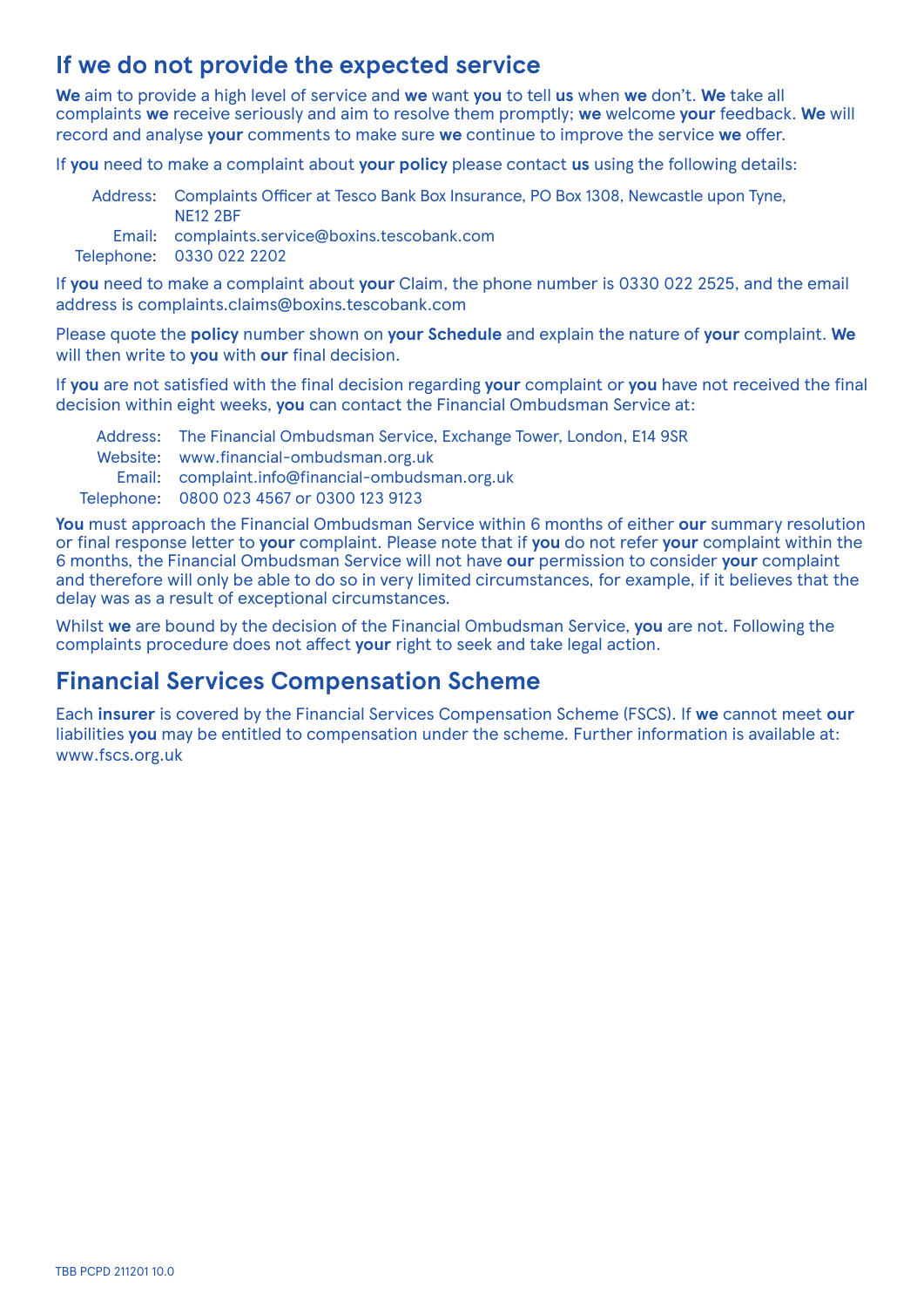## If we do not provide the expected service

**We** aim to provide a high level of service and **we** want **you** to tell **us** when **we** don't. **We** take all complaints **we** receive seriously and aim to resolve them promptly; **we** welcome **your** feedback. **We** will record and analyse **your** comments to make sure **we** continue to improve the service **we** offer.

If **you** need to make a complaint about **your policy** please contact **us** using the following details:

Address: Complaints Officer at Tesco Bank Box Insurance, PO Box 1308, Newcastle upon Tyne, NE12 2BF
Email: complaints.service@boxins.tescobank.com
Telephone: 0330 022 2202

If **you** need to make a complaint about **your** Claim, the phone number is 0330 022 2525, and the email address is complaints.claims@boxins.tescobank.com

Please quote the **policy** number shown on **your Schedule** and explain the nature of **your** complaint. **We** will then write to **you** with **our** final decision.

If **you** are not satisfied with the final decision regarding **your** complaint or **you** have not received the final decision within eight weeks, **you** can contact the Financial Ombudsman Service at:

Address: The Financial Ombudsman Service, Exchange Tower, London, E14 9SR
Website: www.financial-ombudsman.org.uk
Email: complaint.info@financial-ombudsman.org.uk
Telephone: 0800 023 4567 or 0300 123 9123

**You** must approach the Financial Ombudsman Service within 6 months of either **our** summary resolution or final response letter to **your** complaint. Please note that if **you** do not refer **your** complaint within the 6 months, the Financial Ombudsman Service will not have **our** permission to consider **your** complaint and therefore will only be able to do so in very limited circumstances, for example, if it believes that the delay was as a result of exceptional circumstances.

Whilst **we** are bound by the decision of the Financial Ombudsman Service, **you** are not. Following the complaints procedure does not affect **your** right to seek and take legal action.

## Financial Services Compensation Scheme

Each **insurer** is covered by the Financial Services Compensation Scheme (FSCS). If **we** cannot meet **our** liabilities **you** may be entitled to compensation under the scheme. Further information is available at: www.fscs.org.uk

TBB PCPD 211201 10.0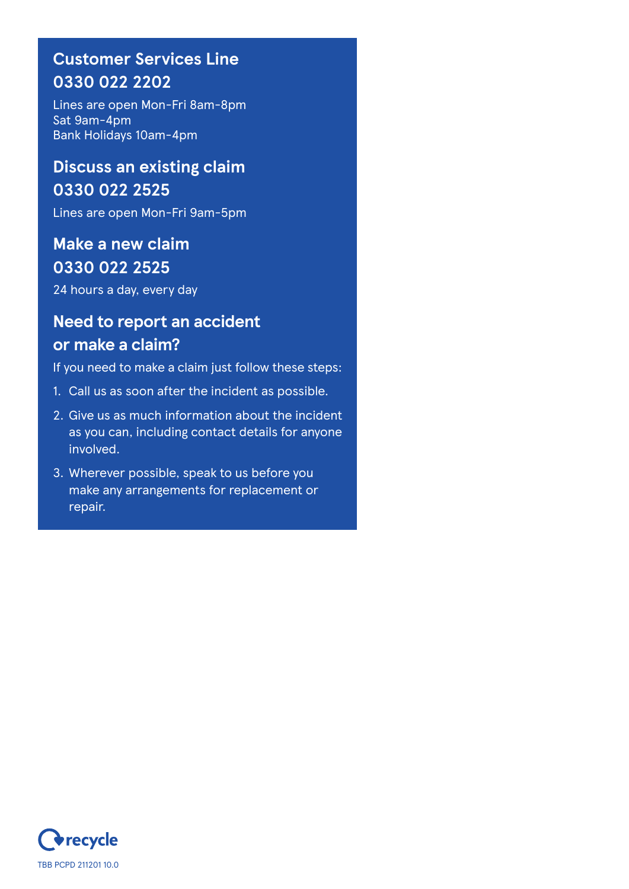## Customer Services Line 0330 022 2202

Lines are open Mon-Fri 8am-8pm
Sat 9am-4pm
Bank Holidays 10am-4pm

## Discuss an existing claim 0330 022 2525

Lines are open Mon-Fri 9am-5pm

## Make a new claim 0330 022 2525

24 hours a day, every day

## Need to report an accident or make a claim?

If you need to make a claim just follow these steps:

1. Call us as soon after the incident as possible.
2. Give us as much information about the incident as you can, including contact details for anyone involved.
3. Wherever possible, speak to us before you make any arrangements for replacement or repair.

recycle

TBB PCPD 211201 10.0